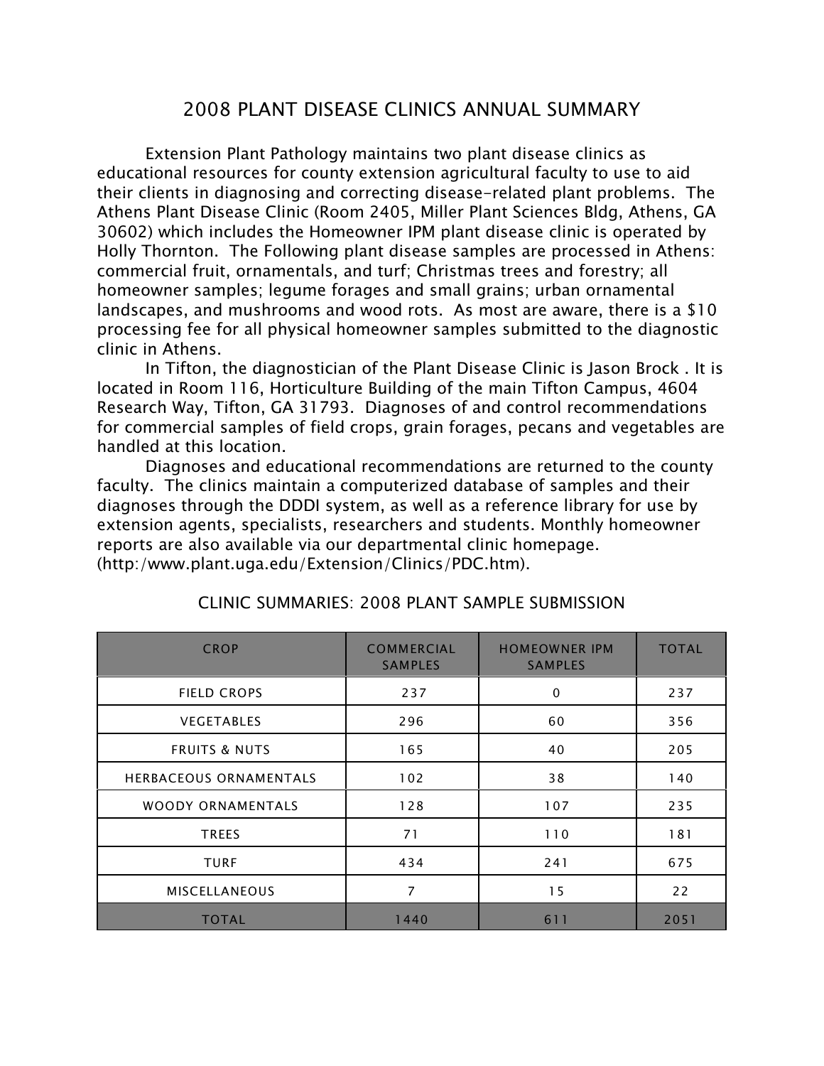# 2008 PLANT DISEASE CLINICS ANNUAL SUMMARY

Extension Plant Pathology maintains two plant disease clinics as educational resources for county extension agricultural faculty to use to aid their clients in diagnosing and correcting disease-related plant problems. The Athens Plant Disease Clinic (Room 2405, Miller Plant Sciences Bldg, Athens, GA 30602) which includes the Homeowner IPM plant disease clinic is operated by Holly Thornton. The Following plant disease samples are processed in Athens: commercial fruit, ornamentals, and turf; Christmas trees and forestry; all homeowner samples; legume forages and small grains; urban ornamental landscapes, and mushrooms and wood rots. As most are aware, there is a $10 processing fee for all physical homeowner samples submitted to the diagnostic clinic in Athens.

In Tifton, the diagnostician of the Plant Disease Clinic is Jason Brock . It is located in Room 116, Horticulture Building of the main Tifton Campus, 4604 Research Way, Tifton, GA 31793. Diagnoses of and control recommendations for commercial samples of field crops, grain forages, pecans and vegetables are handled at this location.

Diagnoses and educational recommendations are returned to the county faculty. The clinics maintain a computerized database of samples and their diagnoses through the DDDI system, as well as a reference library for use by extension agents, specialists, researchers and students. Monthly homeowner reports are also available via our departmental clinic homepage. (http:/www.plant.uga.edu/Extension/Clinics/PDC.htm).

## CLINIC SUMMARIES: 2008 PLANT SAMPLE SUBMISSION

| CROP | COMMERCIAL SAMPLES | HOMEOWNER IPM SAMPLES | TOTAL |
|---|---|---|---|
| FIELD CROPS | 237 | 0 | 237 |
| VEGETABLES | 296 | 60 | 356 |
| FRUITS & NUTS | 165 | 40 | 205 |
| HERBACEOUS ORNAMENTALS | 102 | 38 | 140 |
| WOODY ORNAMENTALS | 128 | 107 | 235 |
| TREES | 71 | 110 | 181 |
| TURF | 434 | 241 | 675 |
| MISCELLANEOUS | 7 | 15 | 22 |
| TOTAL | 1440 | 611 | 2051 |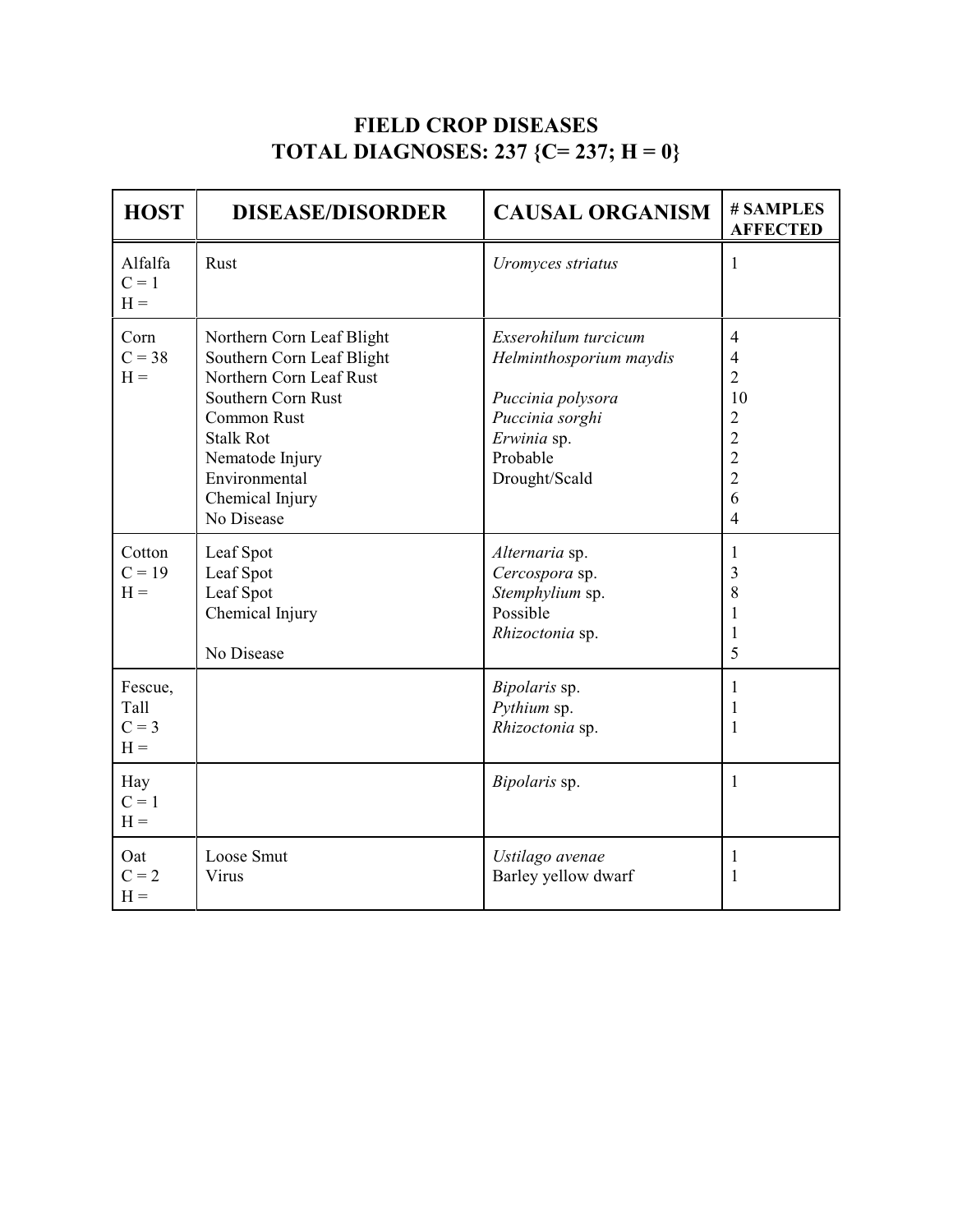# FIELD CROP DISEASES
# TOTAL DIAGNOSES: 237 {C= 237; H = 0}

| HOST | DISEASE/DISORDER | CAUSAL ORGANISM | # SAMPLES AFFECTED |
|---|---|---|---|
| Alfalfa<br>C = 1<br>H = | Rust | *Uromyces striatus* | 1 |
| Corn<br>C = 38<br>H = | Northern Corn Leaf Blight<br>Southern Corn Leaf Blight<br>Northern Corn Leaf Rust<br>Southern Corn Rust<br>Common Rust<br>Stalk Rot<br>Nematode Injury<br>Environmental<br>Chemical Injury<br>No Disease | *Exserohilum turcicum*<br>*Helminthosporium maydis*<br><br>*Puccinia polysora*<br>*Puccinia sorghi*<br>*Erwinia* sp.<br>Probable<br>Drought/Scald | 4<br>4<br>2<br>10<br>2<br>2<br>2<br>2<br>6<br>4 |
| Cotton<br>C = 19<br>H = | Leaf Spot<br>Leaf Spot<br>Leaf Spot<br>Chemical Injury<br><br>No Disease | *Alternaria* sp.<br>*Cercospora* sp.<br>*Stemphylium* sp.<br>Possible<br>*Rhizoctonia* sp. | 1<br>3<br>8<br>1<br>1<br>5 |
| Fescue, Tall<br>C = 3<br>H = | | *Bipolaris* sp.<br>*Pythium* sp.<br>*Rhizoctonia* sp. | 1<br>1<br>1 |
| Hay<br>C = 1<br>H = | | *Bipolaris* sp. | 1 |
| Oat<br>C = 2<br>H = | Loose Smut<br>Virus | *Ustilago avenae*<br>Barley yellow dwarf | 1<br>1 |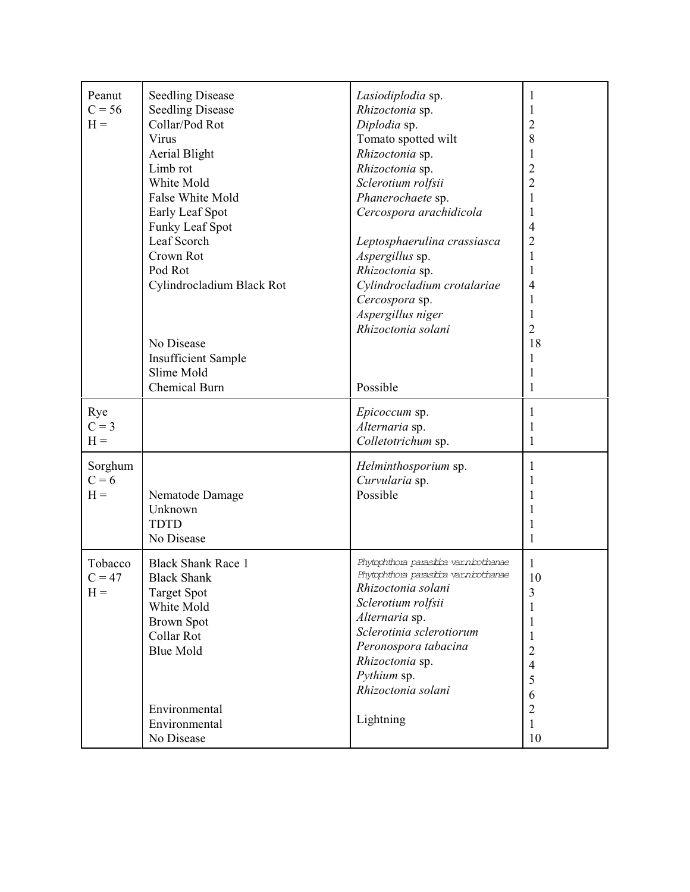| | | | |
|---|---|---|---|
| Peanut | Seedling Disease | *Lasiodiplodia* sp. | 1 |
| C = 56 | Seedling Disease | *Rhizoctonia* sp. | 1 |
| H = | Collar/Pod Rot | *Diplodia* sp. | 2 |
| | Virus | Tomato spotted wilt | 8 |
| | Aerial Blight | *Rhizoctonia* sp. | 1 |
| | Limb rot | *Rhizoctonia* sp. | 2 |
| | White Mold | *Sclerotium rolfsii* | 2 |
| | False White Mold | *Phanerochaete* sp. | 1 |
| | Early Leaf Spot | *Cercospora arachidicola* | 1 |
| | Funky Leaf Spot | | 4 |
| | Leaf Scorch | *Leptosphaerulina crassiasca* | 2 |
| | Crown Rot | *Aspergillus* sp. | 1 |
| | Pod Rot | *Rhizoctonia* sp. | 1 |
| | Cylindrocladium Black Rot | *Cylindrocladium crotalariae* | 4 |
| | | *Cercospora* sp. | 1 |
| | | *Aspergillus niger* | 1 |
| | | *Rhizoctonia solani* | 2 |
| | No Disease | | 18 |
| | Insufficient Sample | | 1 |
| | Slime Mold | | 1 |
| | Chemical Burn | Possible | 1 |
| Rye | | *Epicoccum* sp. | 1 |
| C = 3 | | *Alternaria* sp. | 1 |
| H = | | *Colletotrichum* sp. | 1 |
| Sorghum | | *Helminthosporium* sp. | 1 |
| C = 6 | | *Curvularia* sp. | 1 |
| H = | Nematode Damage | Possible | 1 |
| | Unknown | | 1 |
| | TDTD | | 1 |
| | No Disease | | 1 |
| Tobacco | Black Shank Race 1 | *Phytophthora parasitica* var. *nicotianae* | 1 |
| C = 47 | Black Shank | *Phytophthora parasitica* var. *nicotianae* | 10 |
| H = | Target Spot | *Rhizoctonia solani* | 3 |
| | White Mold | *Sclerotium rolfsii* | 1 |
| | Brown Spot | *Alternaria* sp. | 1 |
| | Collar Rot | *Sclerotinia sclerotiorum* | 1 |
| | Blue Mold | *Peronospora tabacina* | 2 |
| | | *Rhizoctonia* sp. | 4 |
| | | *Pythium* sp. | 5 |
| | | *Rhizoctonia solani* | 6 |
| | Environmental | | 2 |
| | Environmental | Lightning | 1 |
| | No Disease | | 10 |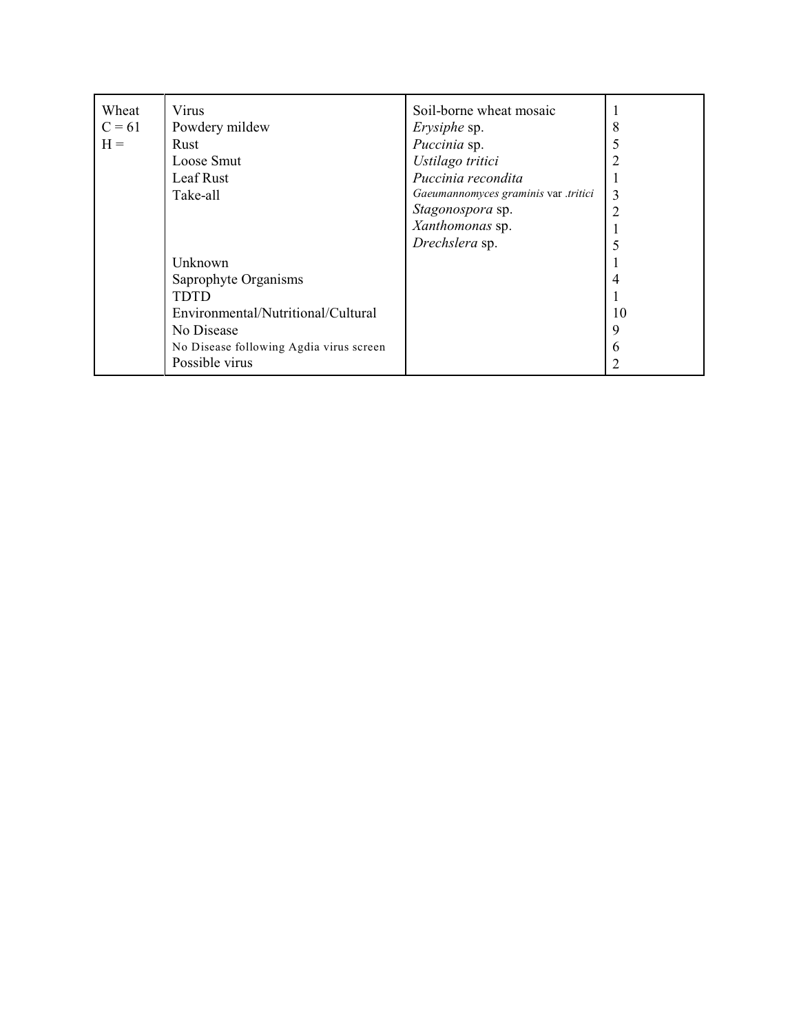| Wheat | Virus | Soil-borne wheat mosaic | 1 |
|---|---|---|---|
| C = 61 | Powdery mildew | *Erysiphe* sp. | 8 |
| H = | Rust | *Puccinia* sp. | 5 |
| | Loose Smut | *Ustilago tritici* | 2 |
| | Leaf Rust | *Puccinia recondita* | 1 |
| | Take-all | *Gaeumannomyces graminis* var .*tritici* | 3 |
| | | *Stagonospora* sp. | 2 |
| | | *Xanthomonas* sp. | 1 |
| | | *Drechslera* sp. | 5 |
| | Unknown | | 1 |
| | Saprophyte Organisms | | 4 |
| | TDTD | | 1 |
| | Environmental/Nutritional/Cultural | | 10 |
| | No Disease | | 9 |
| | No Disease following Agdia virus screen | | 6 |
| | Possible virus | | 2 |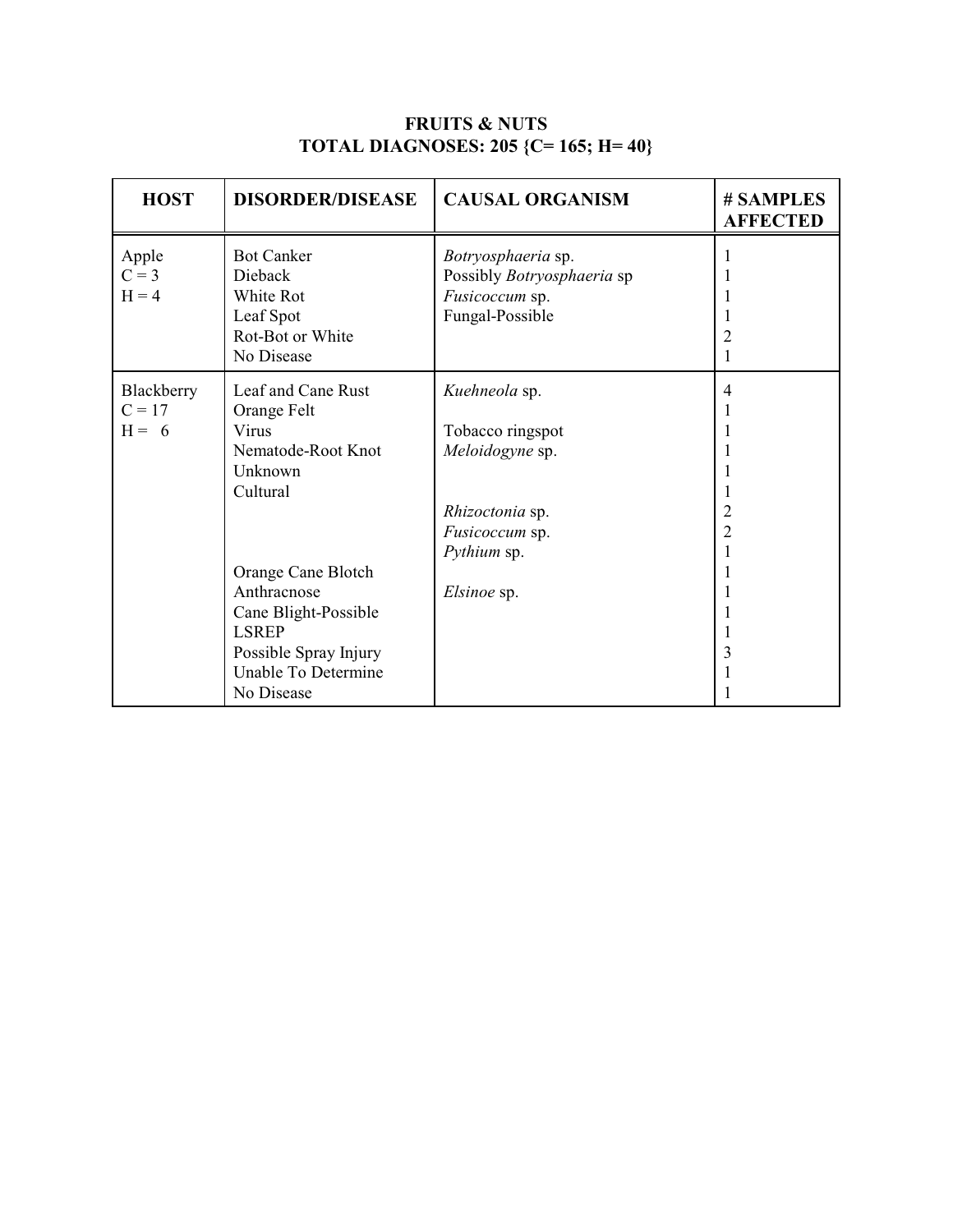**FRUITS & NUTS**
**TOTAL DIAGNOSES: 205 {C= 165; H= 40}**

| HOST | DISORDER/DISEASE | CAUSAL ORGANISM | # SAMPLES AFFECTED |
|---|---|---|---|
| Apple | Bot Canker | *Botryosphaeria* sp. | 1 |
| C = 3 | Dieback | Possibly *Botryosphaeria* sp | 1 |
| H = 4 | White Rot | *Fusicoccum* sp. | 1 |
| | Leaf Spot | Fungal-Possible | 1 |
| | Rot-Bot or White | | 2 |
| | No Disease | | 1 |
| Blackberry | Leaf and Cane Rust | *Kuehneola* sp. | 4 |
| C = 17 | Orange Felt | | 1 |
| H = 6 | Virus | Tobacco ringspot | 1 |
| | Nematode-Root Knot | *Meloidogyne* sp. | 1 |
| | Unknown | | 1 |
| | Cultural | | 1 |
| | | *Rhizoctonia* sp. | 2 |
| | | *Fusicoccum* sp. | 2 |
| | | *Pythium* sp. | 1 |
| | Orange Cane Blotch | | 1 |
| | Anthracnose | *Elsinoe* sp. | 1 |
| | Cane Blight-Possible | | 1 |
| | LSREP | | 1 |
| | Possible Spray Injury | | 3 |
| | Unable To Determine | | 1 |
| | No Disease | | 1 |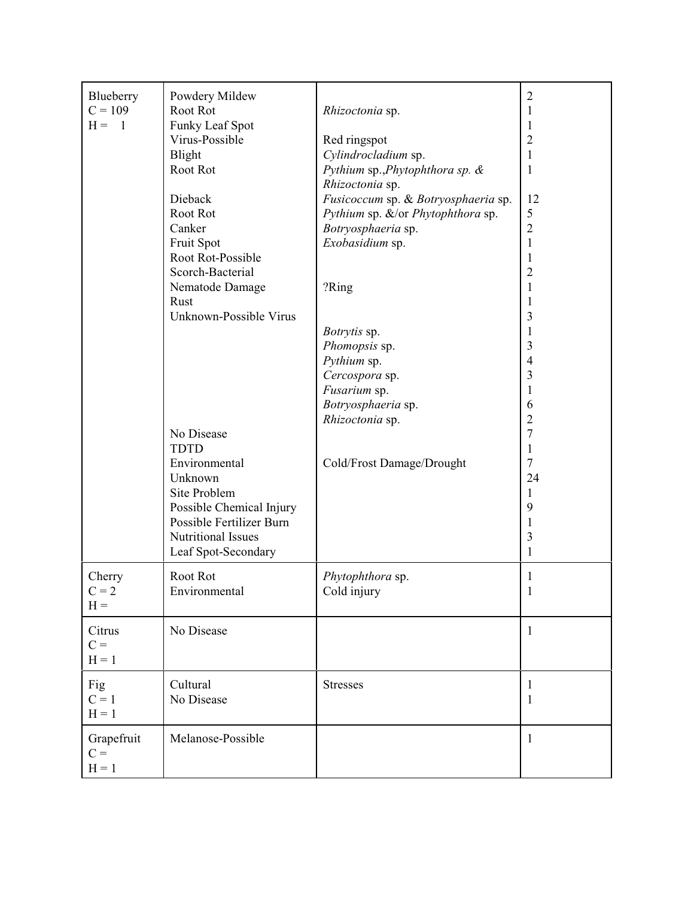| | | | |
|---|---|---|---|
| Blueberry<br>C = 109<br>H = 1 | Powdery Mildew | | 2 |
| | Root Rot | *Rhizoctonia* sp. | 1 |
| | Funky Leaf Spot | | 1 |
| | Virus-Possible | Red ringspot | 2 |
| | Blight | *Cylindrocladium* sp. | 1 |
| | Root Rot | *Pythium* sp.,*Phytophthora sp. &* *Rhizoctonia* sp. | 1 |
| | Dieback | *Fusicoccum* sp. & *Botryosphaeria* sp. | 12 |
| | Root Rot | *Pythium* sp. &/or *Phytophthora* sp. | 5 |
| | Canker | *Botryosphaeria* sp. | 2 |
| | Fruit Spot | *Exobasidium* sp. | 1 |
| | Root Rot-Possible | | 1 |
| | Scorch-Bacterial | | 2 |
| | Nematode Damage | ?Ring | 1 |
| | Rust | | 1 |
| | Unknown-Possible Virus | | 3 |
| | | *Botrytis* sp. | 1 |
| | | *Phomopsis* sp. | 3 |
| | | *Pythium* sp. | 4 |
| | | *Cercospora* sp. | 3 |
| | | *Fusarium* sp. | 1 |
| | | *Botryosphaeria* sp. | 6 |
| | | *Rhizoctonia* sp. | 2 |
| | No Disease | | 7 |
| | TDTD | | 1 |
| | Environmental | Cold/Frost Damage/Drought | 7 |
| | Unknown | | 24 |
| | Site Problem | | 1 |
| | Possible Chemical Injury | | 9 |
| | Possible Fertilizer Burn | | 1 |
| | Nutritional Issues | | 3 |
| | Leaf Spot-Secondary | | 1 |
| Cherry<br>C = 2<br>H = | Root Rot | *Phytophthora* sp. | 1 |
| | Environmental | Cold injury | 1 |
| Citrus<br>C =<br>H = 1 | No Disease | | 1 |
| Fig<br>C = 1<br>H = 1 | Cultural | Stresses | 1 |
| | No Disease | | 1 |
| Grapefruit<br>C =<br>H = 1 | Melanose-Possible | | 1 |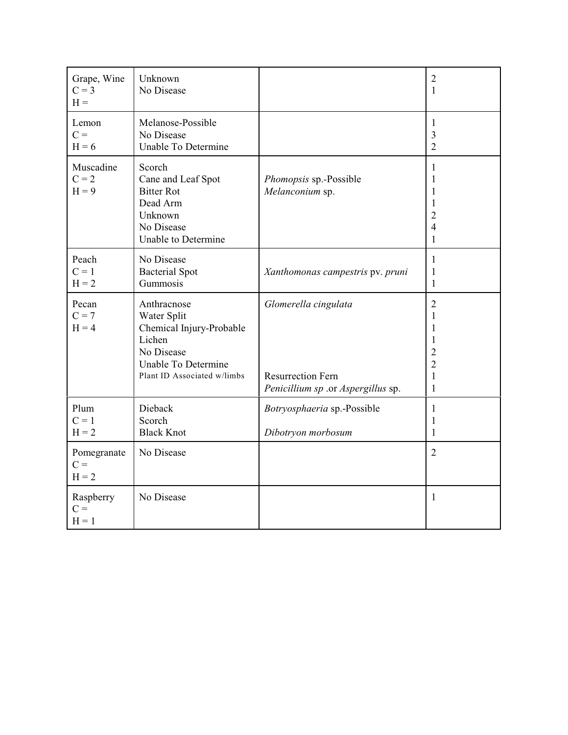| | | | |
|---|---|---|---|
| Grape, Wine<br>C = 3<br>H = | Unknown<br>No Disease | | 2<br>1 |
| Lemon<br>C =<br>H = 6 | Melanose-Possible<br>No Disease<br>Unable To Determine | | 1<br>3<br>2 |
| Muscadine<br>C = 2<br>H = 9 | Scorch<br>Cane and Leaf Spot<br>Bitter Rot<br>Dead Arm<br>Unknown<br>No Disease<br>Unable to Determine | <br>*Phomopsis* sp.-Possible<br>*Melanconium* sp. | 1<br>1<br>1<br>1<br>2<br>4<br>1 |
| Peach<br>C = 1<br>H = 2 | No Disease<br>Bacterial Spot<br>Gummosis | <br>*Xanthomonas campestris* pv. *pruni* | 1<br>1<br>1 |
| Pecan<br>C = 7<br>H = 4 | Anthracnose<br>Water Split<br>Chemical Injury-Probable<br>Lichen<br>No Disease<br>Unable To Determine<br>Plant ID Associated w/limbs | *Glomerella cingulata*<br><br><br><br><br><br>Resurrection Fern<br>*Penicillium sp* .or *Aspergillus* sp. | 2<br>1<br>1<br>1<br>2<br>2<br>1<br>1 |
| Plum<br>C = 1<br>H = 2 | Dieback<br>Scorch<br>Black Knot | *Botryosphaeria* sp.-Possible<br><br>*Dibotryon morbosum* | 1<br>1<br>1 |
| Pomegranate<br>C =<br>H = 2 | No Disease | | 2 |
| Raspberry<br>C =<br>H = 1 | No Disease | | 1 |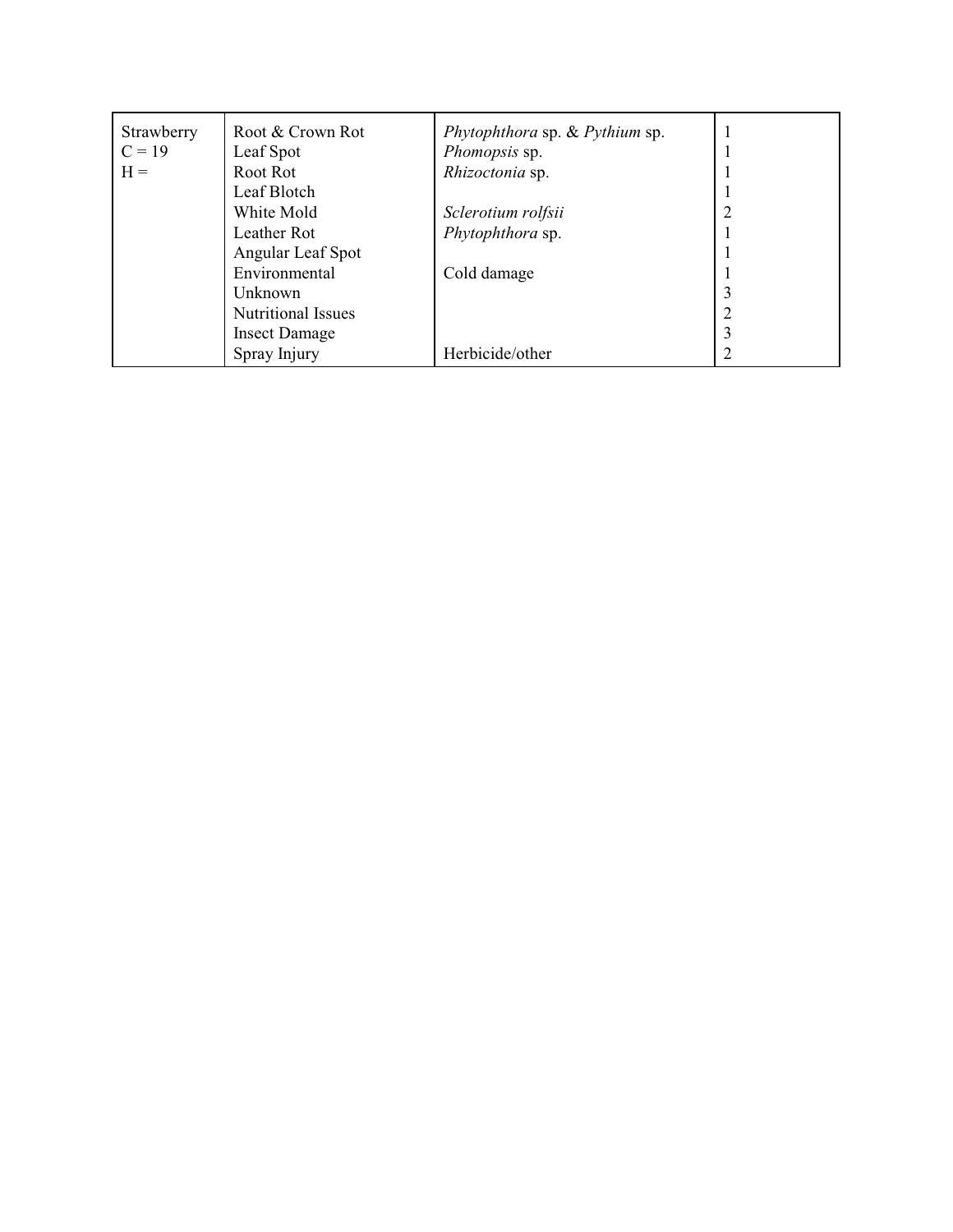| | | | |
|---|---|---|---|
| Strawberry<br>C = 19<br>H = | Root & Crown Rot | *Phytophthora* sp. & *Pythium* sp. | 1 |
| | Leaf Spot | *Phomopsis* sp. | 1 |
| | Root Rot | *Rhizoctonia* sp. | 1 |
| | Leaf Blotch | | 1 |
| | White Mold | *Sclerotium rolfsii* | 2 |
| | Leather Rot | *Phytophthora* sp. | 1 |
| | Angular Leaf Spot | | 1 |
| | Environmental | Cold damage | 1 |
| | Unknown | | 3 |
| | Nutritional Issues | | 2 |
| | Insect Damage | | 3 |
| | Spray Injury | Herbicide/other | 2 |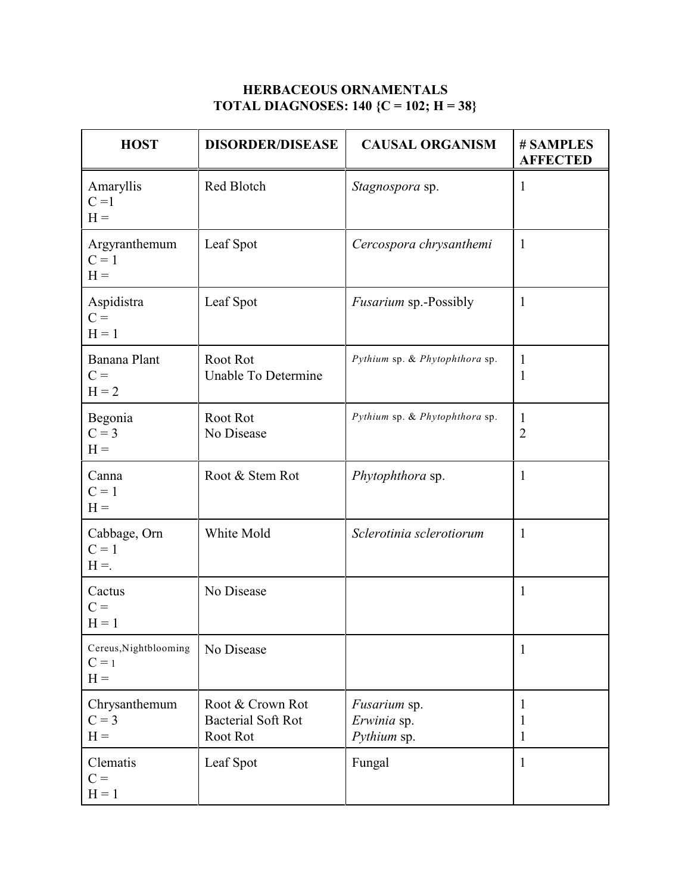**HERBACEOUS ORNAMENTALS**
**TOTAL DIAGNOSES: 140 {C = 102; H = 38}**

| HOST | DISORDER/DISEASE | CAUSAL ORGANISM | # SAMPLES AFFECTED |
|---|---|---|---|
| Amaryllis<br>C =1<br>H = | Red Blotch | *Stagnospora* sp. | 1 |
| Argyranthemum<br>C = 1<br>H = | Leaf Spot | *Cercospora chrysanthemi* | 1 |
| Aspidistra<br>C =<br>H = 1 | Leaf Spot | *Fusarium* sp.-Possibly | 1 |
| Banana Plant<br>C =<br>H = 2 | Root Rot<br>Unable To Determine | *Pythium* sp. & *Phytophthora* sp. | 1<br>1 |
| Begonia<br>C = 3<br>H = | Root Rot<br>No Disease | *Pythium* sp. & *Phytophthora* sp. | 1<br>2 |
| Canna<br>C = 1<br>H = | Root & Stem Rot | *Phytophthora* sp. | 1 |
| Cabbage, Orn<br>C = 1<br>H =. | White Mold | *Sclerotinia sclerotiorum* | 1 |
| Cactus<br>C =<br>H = 1 | No Disease | | 1 |
| Cereus,Nightblooming<br>C = 1<br>H = | No Disease | | 1 |
| Chrysanthemum<br>C = 3<br>H = | Root & Crown Rot<br>Bacterial Soft Rot<br>Root Rot | *Fusarium* sp.<br>*Erwinia* sp.<br>*Pythium* sp. | 1<br>1<br>1 |
| Clematis<br>C =<br>H = 1 | Leaf Spot | Fungal | 1 |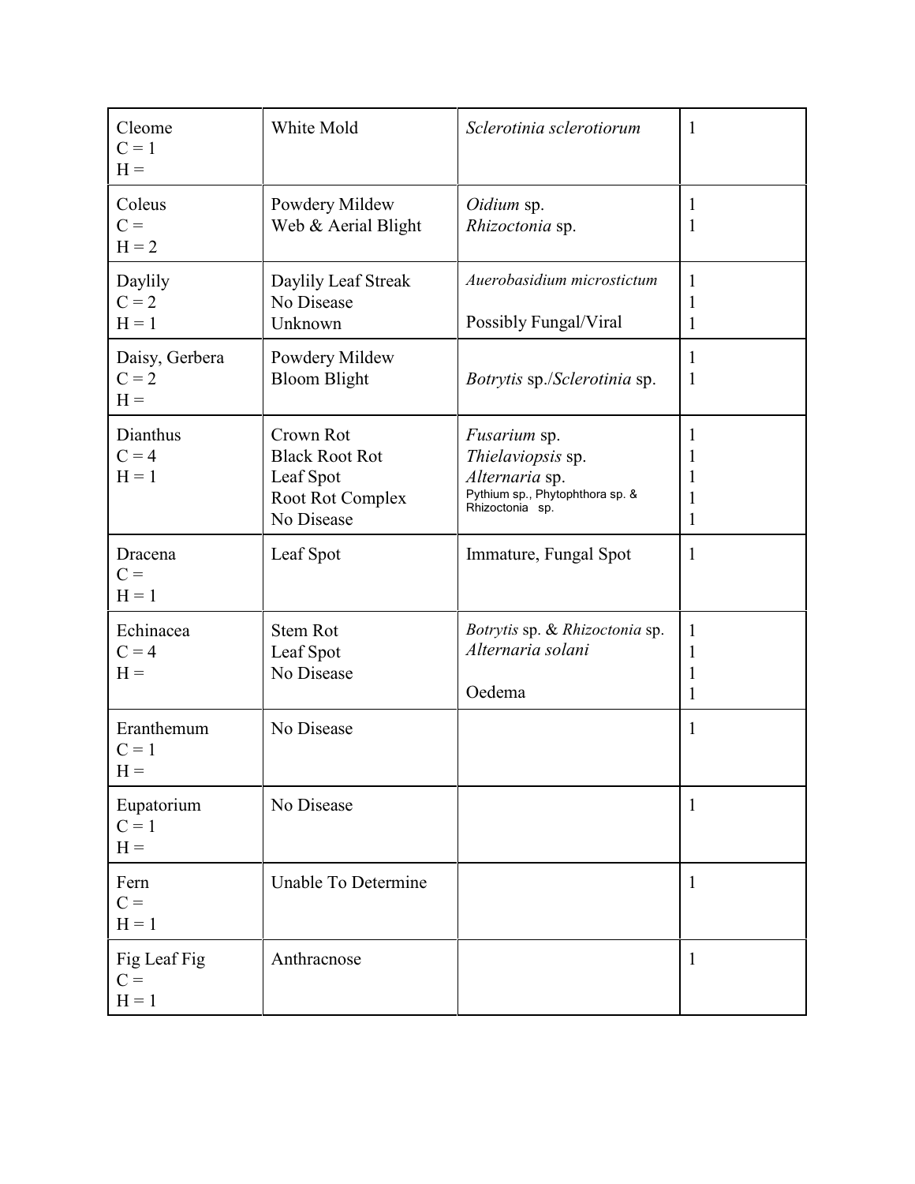| | | | |
|---|---|---|---|
| Cleome<br>C = 1<br>H = | White Mold | *Sclerotinia sclerotiorum* | 1 |
| Coleus<br>C =<br>H = 2 | Powdery Mildew<br>Web & Aerial Blight | *Oidium* sp.<br>*Rhizoctonia* sp. | 1<br>1 |
| Daylily<br>C = 2<br>H = 1 | Daylily Leaf Streak<br>No Disease<br>Unknown | *Auerobasidium microstictum*<br><br>Possibly Fungal/Viral | 1<br>1<br>1 |
| Daisy, Gerbera<br>C = 2<br>H = | Powdery Mildew<br>Bloom Blight | <br>*Botrytis* sp./*Sclerotinia* sp. | 1<br>1 |
| Dianthus<br>C = 4<br>H = 1 | Crown Rot<br>Black Root Rot<br>Leaf Spot<br>Root Rot Complex<br>No Disease | *Fusarium* sp.<br>*Thielaviopsis* sp.<br>*Alternaria* sp.<br>Pythium sp., Phytophthora sp. & Rhizoctonia sp. | 1<br>1<br>1<br>1<br>1 |
| Dracena<br>C =<br>H = 1 | Leaf Spot | Immature, Fungal Spot | 1 |
| Echinacea<br>C = 4<br>H = | Stem Rot<br>Leaf Spot<br>No Disease | *Botrytis* sp. & *Rhizoctonia* sp.<br>*Alternaria solani*<br><br>Oedema | 1<br>1<br>1<br>1 |
| Eranthemum<br>C = 1<br>H = | No Disease | | 1 |
| Eupatorium<br>C = 1<br>H = | No Disease | | 1 |
| Fern<br>C =<br>H = 1 | Unable To Determine | | 1 |
| Fig Leaf Fig<br>C =<br>H = 1 | Anthracnose | | 1 |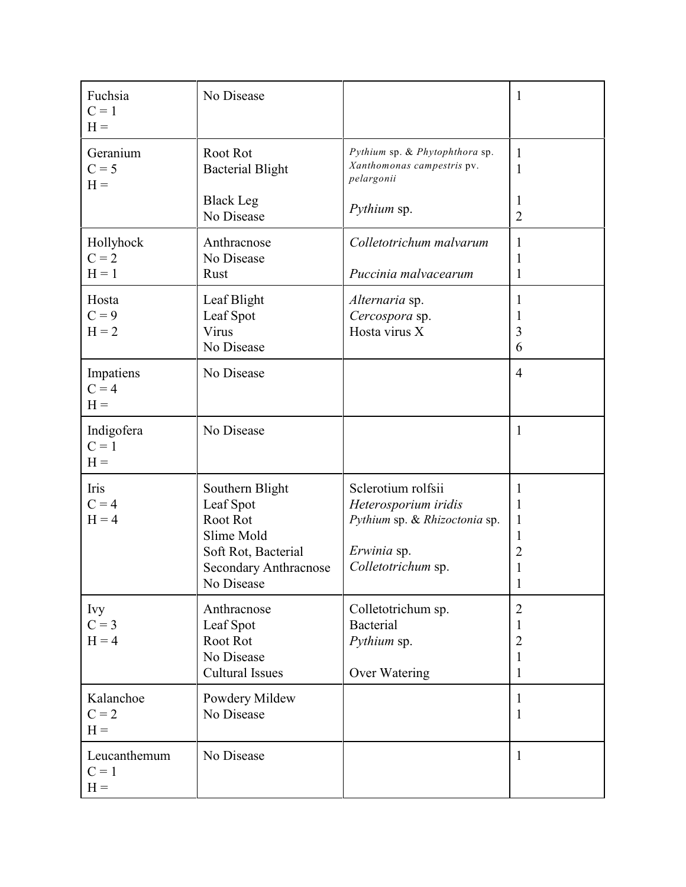| | | | |
|---|---|---|---|
| Fuchsia<br>C = 1<br>H = | No Disease | | 1 |
| Geranium<br>C = 5<br>H = | Root Rot<br>Bacterial Blight<br><br>Black Leg<br>No Disease | *Pythium* sp. & *Phytophthora* sp.<br>*Xanthomonas campestris* pv. *pelargonii*<br><br>*Pythium* sp. | 1<br>1<br><br>1<br>2 |
| Hollyhock<br>C = 2<br>H = 1 | Anthracnose<br>No Disease<br>Rust | *Colletotrichum malvarum*<br><br>*Puccinia malvacearum* | 1<br>1<br>1 |
| Hosta<br>C = 9<br>H = 2 | Leaf Blight<br>Leaf Spot<br>Virus<br>No Disease | *Alternaria* sp.<br>*Cercospora* sp.<br>Hosta virus X | 1<br>1<br>3<br>6 |
| Impatiens<br>C = 4<br>H = | No Disease | | 4 |
| Indigofera<br>C = 1<br>H = | No Disease | | 1 |
| Iris<br>C = 4<br>H = 4 | Southern Blight<br>Leaf Spot<br>Root Rot<br>Slime Mold<br>Soft Rot, Bacterial<br>Secondary Anthracnose<br>No Disease | Sclerotium rolfsii<br>*Heterosporium iridis*<br>*Pythium* sp. & *Rhizoctonia* sp.<br><br>*Erwinia* sp.<br>*Colletotrichum* sp. | 1<br>1<br>1<br>1<br>2<br>1<br>1 |
| Ivy<br>C = 3<br>H = 4 | Anthracnose<br>Leaf Spot<br>Root Rot<br>No Disease<br>Cultural Issues | Colletotrichum sp.<br>Bacterial<br>*Pythium* sp.<br><br>Over Watering | 2<br>1<br>2<br>1<br>1 |
| Kalanchoe<br>C = 2<br>H = | Powdery Mildew<br>No Disease | | 1<br>1 |
| Leucanthemum<br>C = 1<br>H = | No Disease | | 1 |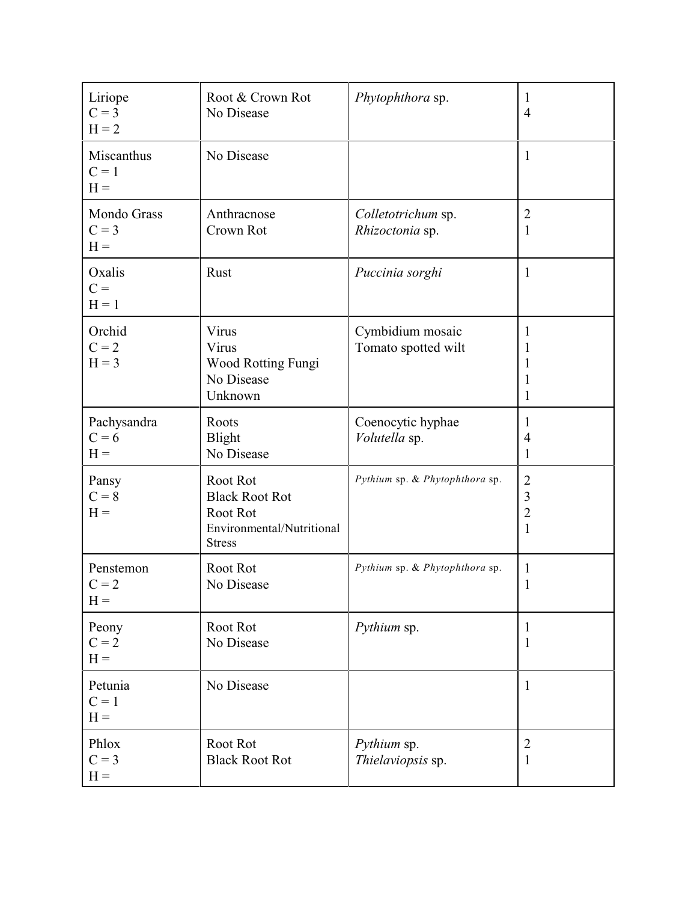| | | | |
|---|---|---|---|
| Liriope<br>C = 3<br>H = 2 | Root & Crown Rot<br>No Disease | *Phytophthora* sp. | 1<br>4 |
| Miscanthus<br>C = 1<br>H = | No Disease | | 1 |
| Mondo Grass<br>C = 3<br>H = | Anthracnose<br>Crown Rot | *Colletotrichum* sp.<br>*Rhizoctonia* sp. | 2<br>1 |
| Oxalis<br>C =<br>H = 1 | Rust | *Puccinia sorghi* | 1 |
| Orchid<br>C = 2<br>H = 3 | Virus<br>Virus<br>Wood Rotting Fungi<br>No Disease<br>Unknown | Cymbidium mosaic<br>Tomato spotted wilt | 1<br>1<br>1<br>1<br>1 |
| Pachysandra<br>C = 6<br>H = | Roots<br>Blight<br>No Disease | Coenocytic hyphae<br>*Volutella* sp. | 1<br>4<br>1 |
| Pansy<br>C = 8<br>H = | Root Rot<br>Black Root Rot<br>Root Rot<br>Environmental/Nutritional Stress | *Pythium* sp. & *Phytophthora* sp. | 2<br>3<br>2<br>1 |
| Penstemon<br>C = 2<br>H = | Root Rot<br>No Disease | *Pythium* sp. & *Phytophthora* sp. | 1<br>1 |
| Peony<br>C = 2<br>H = | Root Rot<br>No Disease | *Pythium* sp. | 1<br>1 |
| Petunia<br>C = 1<br>H = | No Disease | | 1 |
| Phlox<br>C = 3<br>H = | Root Rot<br>Black Root Rot | *Pythium* sp.<br>*Thielaviopsis* sp. | 2<br>1 |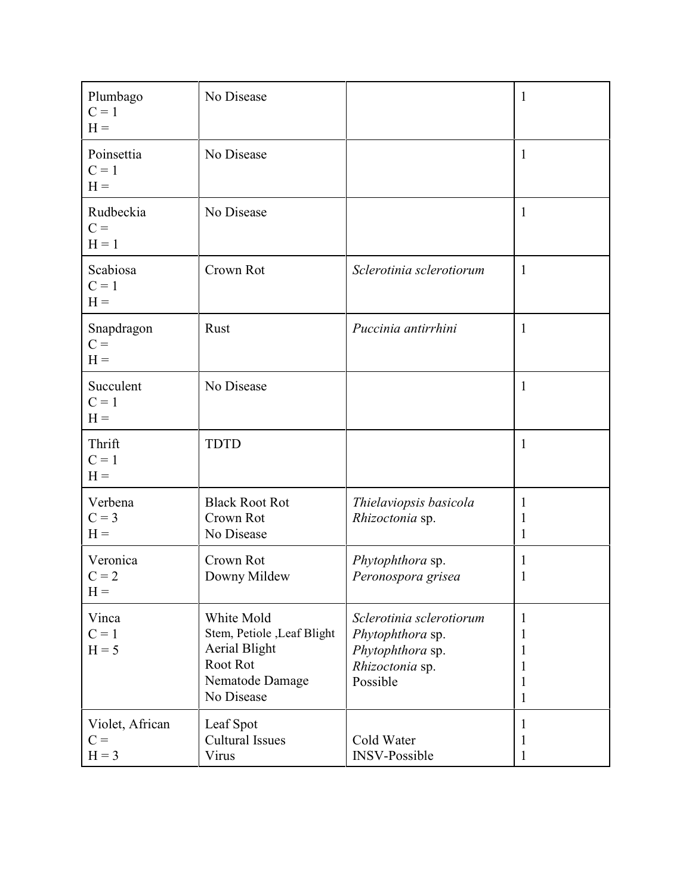| | | | |
|---|---|---|---|
| Plumbago<br>C = 1<br>H = | No Disease | | 1 |
| Poinsettia<br>C = 1<br>H = | No Disease | | 1 |
| Rudbeckia<br>C =<br>H = 1 | No Disease | | 1 |
| Scabiosa<br>C = 1<br>H = | Crown Rot | *Sclerotinia sclerotiorum* | 1 |
| Snapdragon<br>C =<br>H = | Rust | *Puccinia antirrhini* | 1 |
| Succulent<br>C = 1<br>H = | No Disease | | 1 |
| Thrift<br>C = 1<br>H = | TDTD | | 1 |
| Verbena<br>C = 3<br>H = | Black Root Rot<br>Crown Rot<br>No Disease | *Thielaviopsis basicola*<br>*Rhizoctonia* sp. | 1<br>1<br>1 |
| Veronica<br>C = 2<br>H = | Crown Rot<br>Downy Mildew | *Phytophthora* sp.<br>*Peronospora grisea* | 1<br>1 |
| Vinca<br>C = 1<br>H = 5 | White Mold<br>Stem, Petiole ,Leaf Blight<br>Aerial Blight<br>Root Rot<br>Nematode Damage<br>No Disease | *Sclerotinia sclerotiorum*<br>*Phytophthora* sp.<br>*Phytophthora* sp.<br>*Rhizoctonia* sp.<br>Possible | 1<br>1<br>1<br>1<br>1<br>1 |
| Violet, African<br>C =<br>H = 3 | Leaf Spot<br>Cultural Issues<br>Virus | <br>Cold Water<br>INSV-Possible | 1<br>1<br>1 |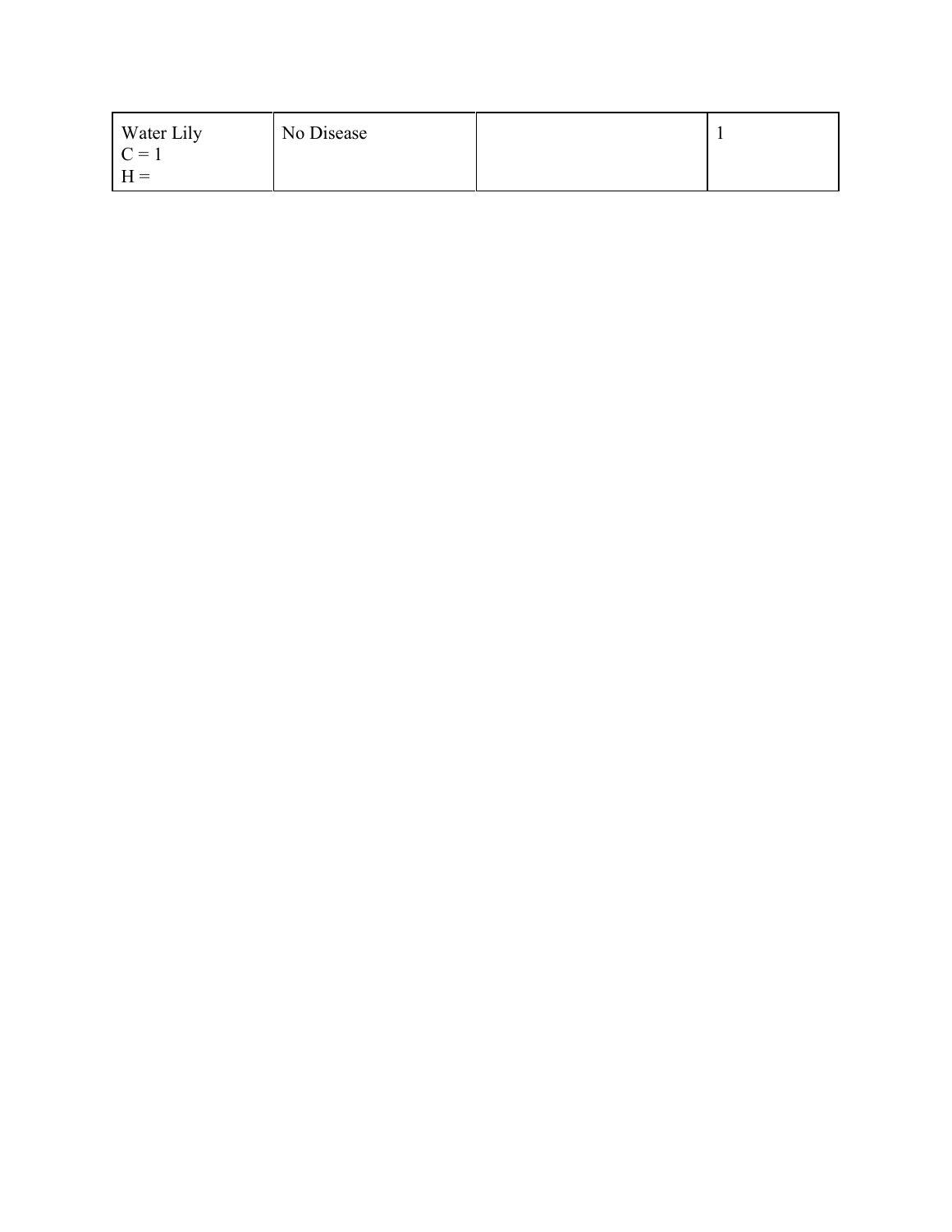| Water Lily<br>C = 1<br>H = | No Disease | | 1 |
|---|---|---|---|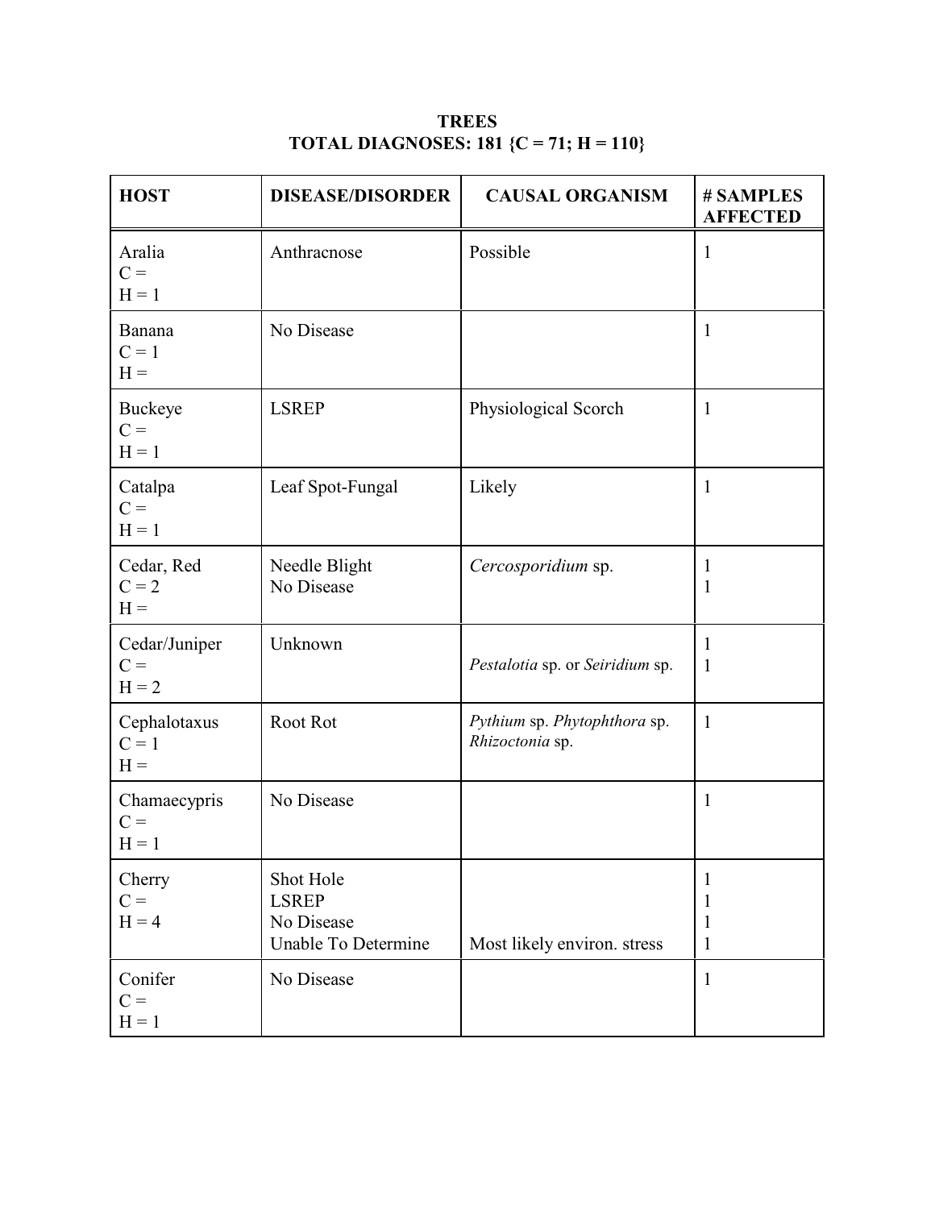**TREES**
**TOTAL DIAGNOSES: 181 {C = 71; H = 110}**

| HOST | DISEASE/DISORDER | CAUSAL ORGANISM | # SAMPLES AFFECTED |
|---|---|---|---|
| Aralia<br>C =<br>H = 1 | Anthracnose | Possible | 1 |
| Banana<br>C = 1<br>H = | No Disease | | 1 |
| Buckeye<br>C =<br>H = 1 | LSREP | Physiological Scorch | 1 |
| Catalpa<br>C =<br>H = 1 | Leaf Spot-Fungal | Likely | 1 |
| Cedar, Red<br>C = 2<br>H = | Needle Blight<br>No Disease | *Cercosporidium* sp. | 1<br>1 |
| Cedar/Juniper<br>C =<br>H = 2 | Unknown | <br>*Pestalotia* sp. or *Seiridium* sp. | 1<br>1 |
| Cephalotaxus<br>C = 1<br>H = | Root Rot | *Pythium* sp. *Phytophthora* sp. *Rhizoctonia* sp. | 1 |
| Chamaecypris<br>C =<br>H = 1 | No Disease | | 1 |
| Cherry<br>C =<br>H = 4 | Shot Hole<br>LSREP<br>No Disease<br>Unable To Determine | <br><br><br>Most likely environ. stress | 1<br>1<br>1<br>1 |
| Conifer<br>C =<br>H = 1 | No Disease | | 1 |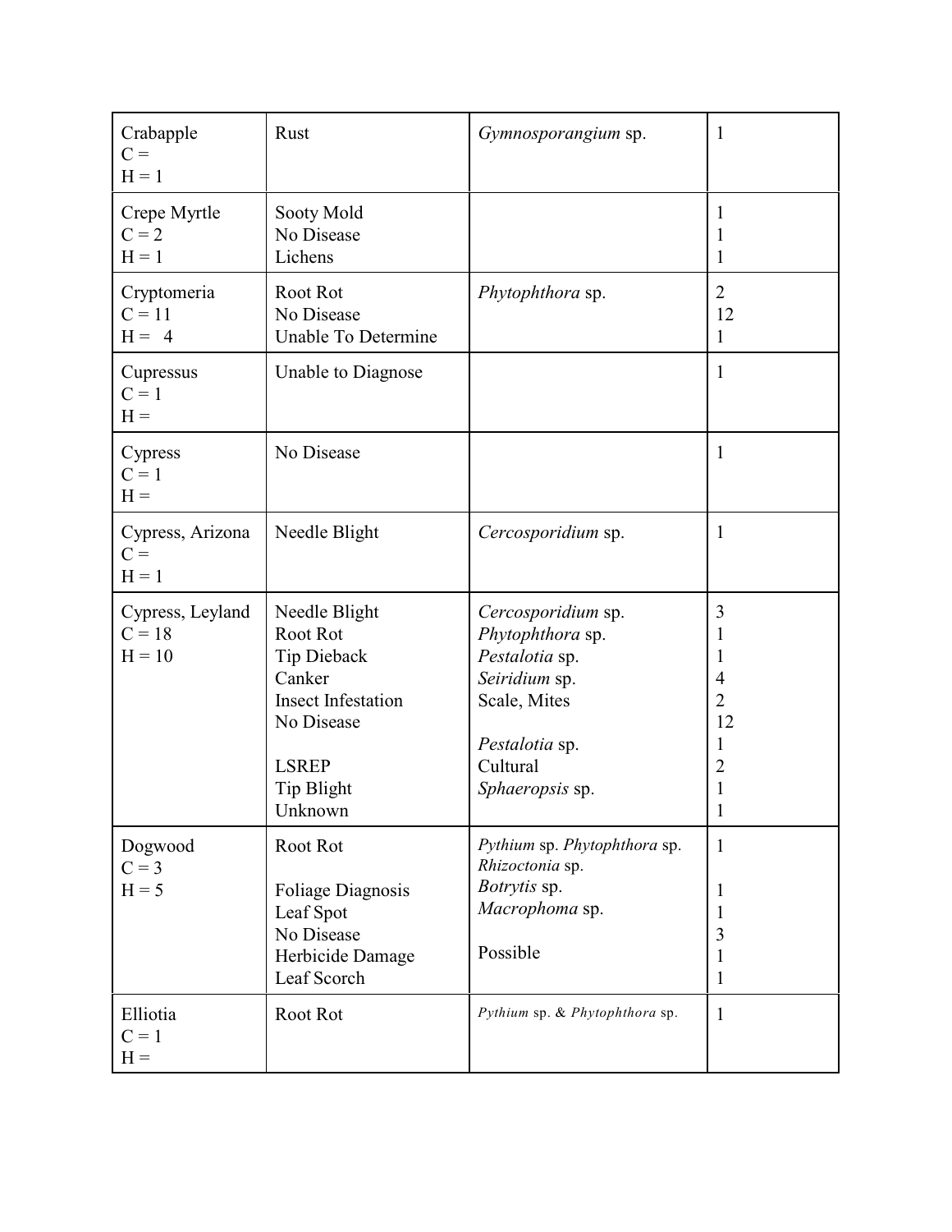| Crabapple<br>C =<br>H = 1 | Rust | *Gymnosporangium* sp. | 1 |
|---|---|---|---|
| Crepe Myrtle<br>C = 2<br>H = 1 | Sooty Mold<br>No Disease<br>Lichens | | 1<br>1<br>1 |
| Cryptomeria<br>C = 11<br>H = 4 | Root Rot<br>No Disease<br>Unable To Determine | *Phytophthora* sp. | 2<br>12<br>1 |
| Cupressus<br>C = 1<br>H = | Unable to Diagnose | | 1 |
| Cypress<br>C = 1<br>H = | No Disease | | 1 |
| Cypress, Arizona<br>C =<br>H = 1 | Needle Blight | *Cercosporidium* sp. | 1 |
| Cypress, Leyland<br>C = 18<br>H = 10 | Needle Blight<br>Root Rot<br>Tip Dieback<br>Canker<br>Insect Infestation<br>No Disease<br><br>LSREP<br>Tip Blight<br>Unknown | *Cercosporidium* sp.<br>*Phytophthora* sp.<br>*Pestalotia* sp.<br>*Seiridium* sp.<br>Scale, Mites<br><br>*Pestalotia* sp.<br>Cultural<br>*Sphaeropsis* sp. | 3<br>1<br>1<br>4<br>2<br>12<br>1<br>2<br>1<br>1 |
| Dogwood<br>C = 3<br>H = 5 | Root Rot<br><br>Foliage Diagnosis<br>Leaf Spot<br>No Disease<br>Herbicide Damage<br>Leaf Scorch | *Pythium* sp. *Phytophthora* sp.<br>*Rhizoctonia* sp.<br>*Botrytis* sp.<br>*Macrophoma* sp.<br><br>Possible | 1<br><br>1<br>1<br>3<br>1<br>1 |
| Elliotia<br>C = 1<br>H = | Root Rot | *Pythium* sp. & *Phytophthora* sp. | 1 |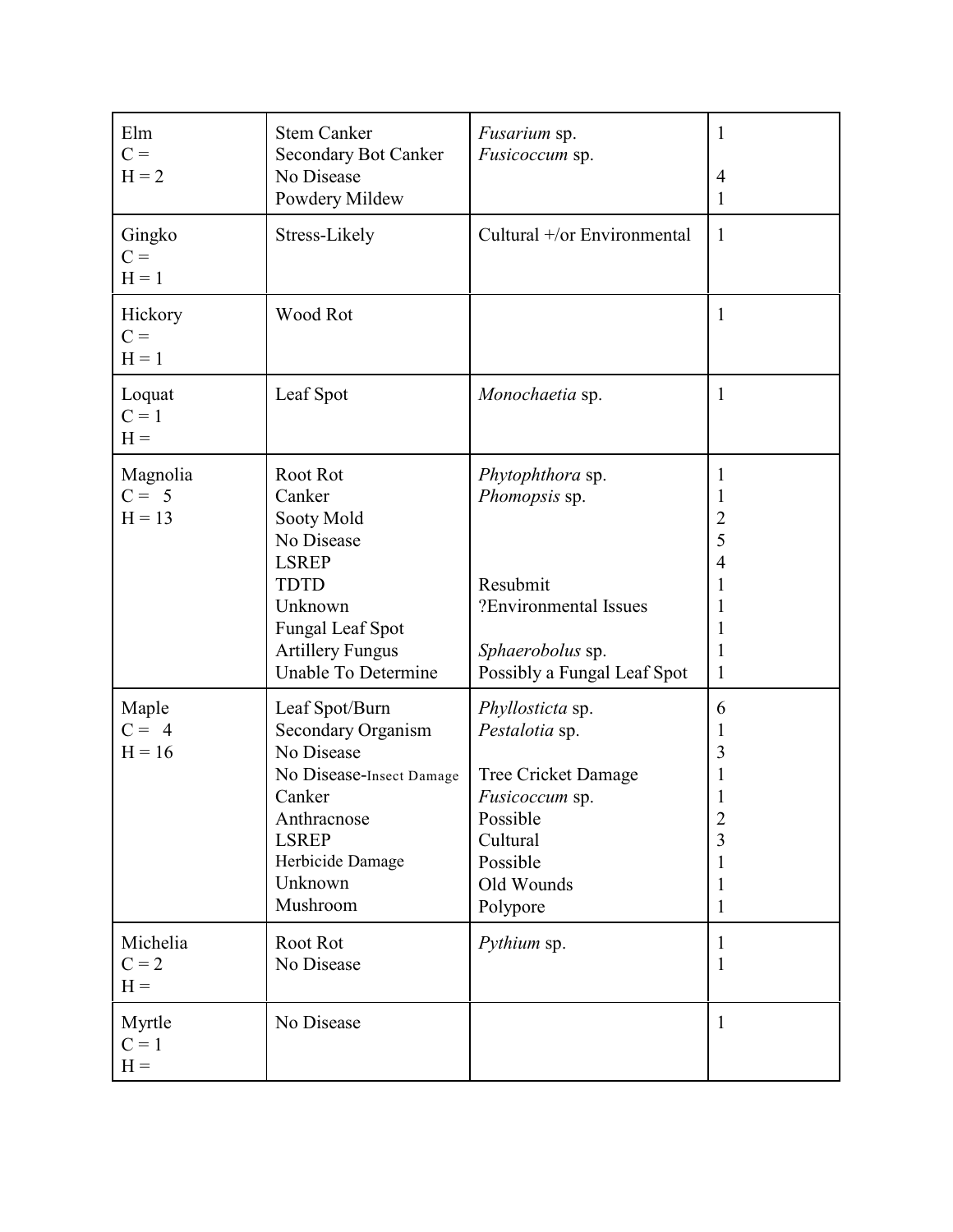| | | | |
|---|---|---|---|
| Elm | Stem Canker | *Fusarium* sp. | 1 |
| C = | Secondary Bot Canker | *Fusicoccum* sp. | |
| H = 2 | No Disease | | 4 |
| | Powdery Mildew | | 1 |
| Gingko | Stress-Likely | Cultural +/or Environmental | 1 |
| C = | | | |
| H = 1 | | | |
| Hickory | Wood Rot | | 1 |
| C = | | | |
| H = 1 | | | |
| Loquat | Leaf Spot | *Monochaetia* sp. | 1 |
| C = 1 | | | |
| H = | | | |
| Magnolia | Root Rot | *Phytophthora* sp. | 1 |
| C = 5 | Canker | *Phomopsis* sp. | 1 |
| H = 13 | Sooty Mold | | 2 |
| | No Disease | | 5 |
| | LSREP | | 4 |
| | TDTD | Resubmit | 1 |
| | Unknown | ?Environmental Issues | 1 |
| | Fungal Leaf Spot | | 1 |
| | Artillery Fungus | *Sphaerobolus* sp. | 1 |
| | Unable To Determine | Possibly a Fungal Leaf Spot | 1 |
| Maple | Leaf Spot/Burn | *Phyllosticta* sp. | 6 |
| C = 4 | Secondary Organism | *Pestalotia* sp. | 1 |
| H = 16 | No Disease | | 3 |
| | No Disease-Insect Damage | Tree Cricket Damage | 1 |
| | Canker | *Fusicoccum* sp. | 1 |
| | Anthracnose | Possible | 2 |
| | LSREP | Cultural | 3 |
| | Herbicide Damage | Possible | 1 |
| | Unknown | Old Wounds | 1 |
| | Mushroom | Polypore | 1 |
| Michelia | Root Rot | *Pythium* sp. | 1 |
| C = 2 | No Disease | | 1 |
| H = | | | |
| Myrtle | No Disease | | 1 |
| C = 1 | | | |
| H = | | | |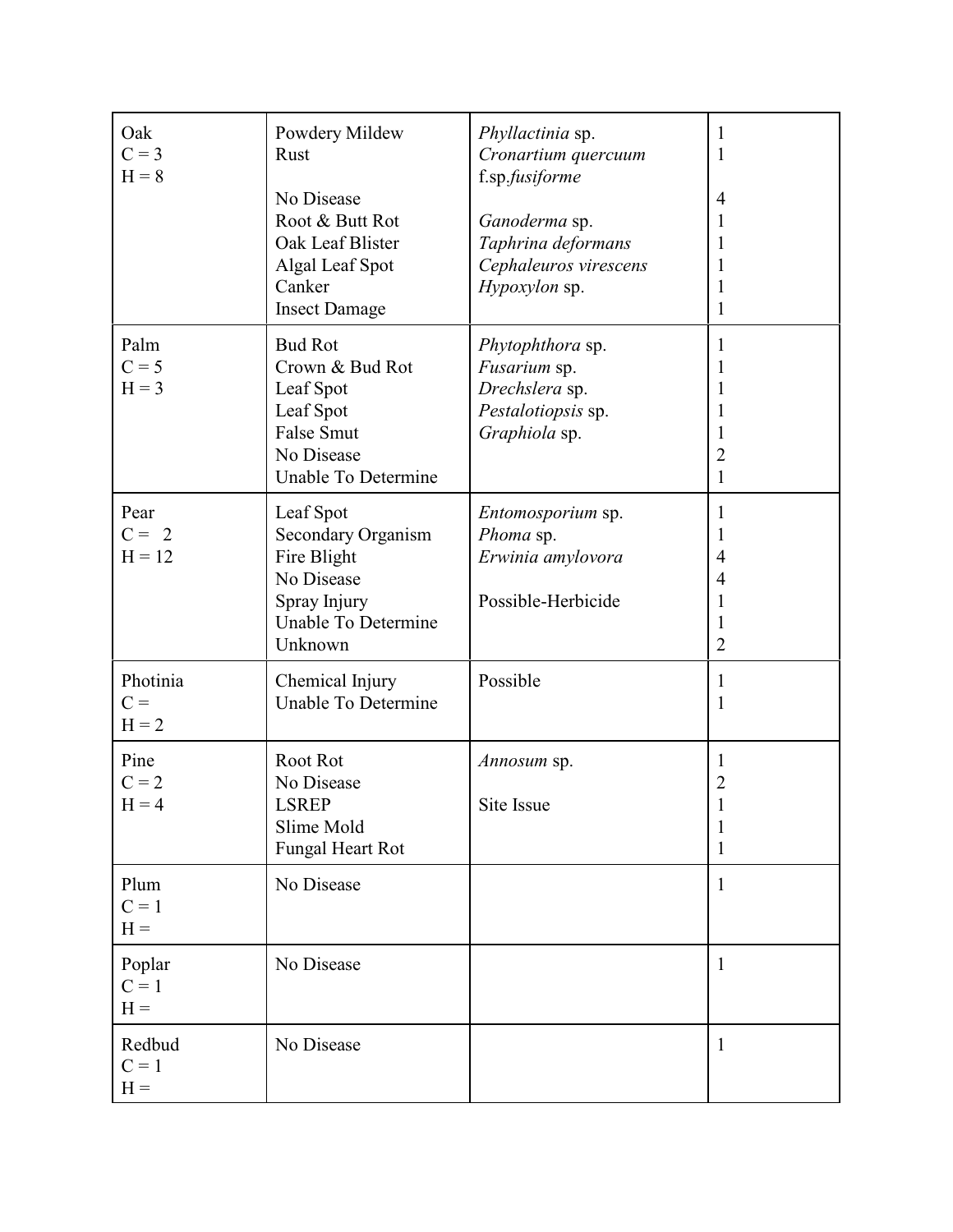| | | | |
|---|---|---|---|
| Oak<br>C = 3<br>H = 8 | Powdery Mildew<br>Rust<br><br>No Disease<br>Root & Butt Rot<br>Oak Leaf Blister<br>Algal Leaf Spot<br>Canker<br>Insect Damage | *Phyllactinia* sp.<br>*Cronartium quercuum* f.sp.*fusiforme*<br><br>*Ganoderma* sp.<br>*Taphrina deformans*<br>*Cephaleuros virescens*<br>*Hypoxylon* sp. | 1<br>1<br><br>4<br>1<br>1<br>1<br>1<br>1 |
| Palm<br>C = 5<br>H = 3 | Bud Rot<br>Crown & Bud Rot<br>Leaf Spot<br>Leaf Spot<br>False Smut<br>No Disease<br>Unable To Determine | *Phytophthora* sp.<br>*Fusarium* sp.<br>*Drechslera* sp.<br>*Pestalotiopsis* sp.<br>*Graphiola* sp. | 1<br>1<br>1<br>1<br>1<br>2<br>1 |
| Pear<br>C = 2<br>H = 12 | Leaf Spot<br>Secondary Organism<br>Fire Blight<br>No Disease<br>Spray Injury<br>Unable To Determine<br>Unknown | *Entomosporium* sp.<br>*Phoma* sp.<br>*Erwinia amylovora*<br><br>Possible-Herbicide | 1<br>1<br>4<br>4<br>1<br>1<br>2 |
| Photinia<br>C =<br>H = 2 | Chemical Injury<br>Unable To Determine | Possible | 1<br>1 |
| Pine<br>C = 2<br>H = 4 | Root Rot<br>No Disease<br>LSREP<br>Slime Mold<br>Fungal Heart Rot | *Annosum* sp.<br><br>Site Issue | 1<br>2<br>1<br>1<br>1 |
| Plum<br>C = 1<br>H = | No Disease | | 1 |
| Poplar<br>C = 1<br>H = | No Disease | | 1 |
| Redbud<br>C = 1<br>H = | No Disease | | 1 |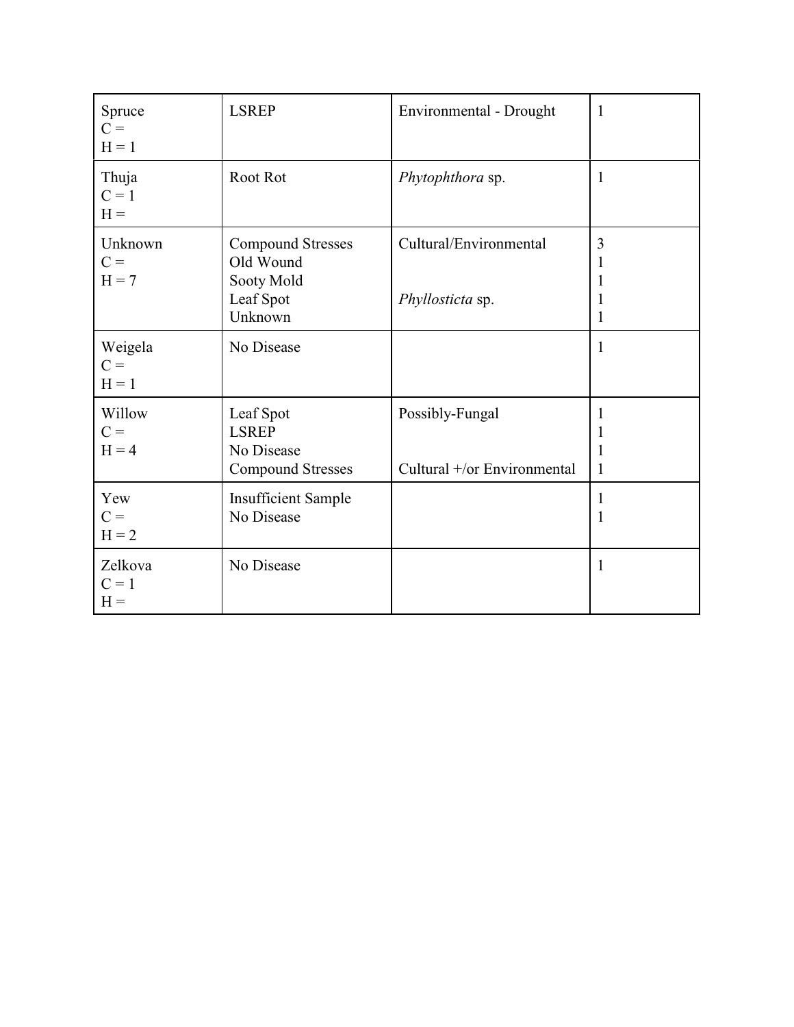| Spruce<br>C =<br>H = 1 | LSREP | Environmental - Drought | 1 |
|---|---|---|---|
| Thuja<br>C = 1<br>H = | Root Rot | *Phytophthora* sp. | 1 |
| Unknown<br>C =<br>H = 7 | Compound Stresses<br>Old Wound<br>Sooty Mold<br>Leaf Spot<br>Unknown | Cultural/Environmental<br><br><br>*Phyllosticta* sp. | 3<br>1<br>1<br>1<br>1 |
| Weigela<br>C =<br>H = 1 | No Disease | | 1 |
| Willow<br>C =<br>H = 4 | Leaf Spot<br>LSREP<br>No Disease<br>Compound Stresses | Possibly-Fungal<br><br><br>Cultural +/or Environmental | 1<br>1<br>1<br>1 |
| Yew<br>C =<br>H = 2 | Insufficient Sample<br>No Disease | | 1<br>1 |
| Zelkova<br>C = 1<br>H = | No Disease | | 1 |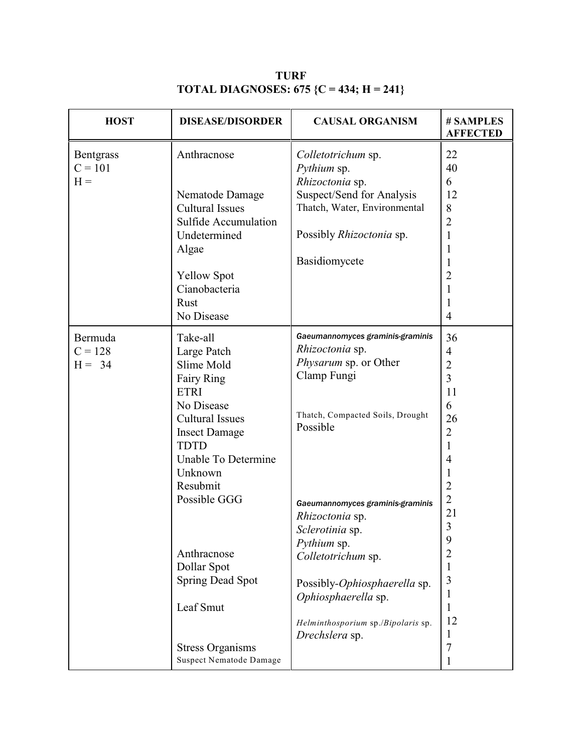**TURF**
**TOTAL DIAGNOSES: 675 {C = 434; H = 241}**

| HOST | DISEASE/DISORDER | CAUSAL ORGANISM | # SAMPLES AFFECTED |
|---|---|---|---|
| Bentgrass<br>C = 101<br>H = | Anthracnose | *Colletotrichum* sp. | 22 |
| | | *Pythium* sp. | 40 |
| | | *Rhizoctonia* sp. | 6 |
| | Nematode Damage | Suspect/Send for Analysis | 12 |
| | Cultural Issues | Thatch, Water, Environmental | 8 |
| | Sulfide Accumulation | | 2 |
| | Undetermined | Possibly *Rhizoctonia* sp. | 1 |
| | Algae | | 1 |
| | | Basidiomycete | 1 |
| | Yellow Spot | | 2 |
| | Cianobacteria | | 1 |
| | Rust | | 1 |
| | No Disease | | 4 |
| Bermuda<br>C = 128<br>H = 34 | Take-all | *Gaeumannomyces graminis-graminis* | 36 |
| | Large Patch | *Rhizoctonia* sp. | 4 |
| | Slime Mold | *Physarum* sp. or Other | 2 |
| | Fairy Ring | Clamp Fungi | 3 |
| | ETRI | | 11 |
| | No Disease | | 6 |
| | Cultural Issues | Thatch, Compacted Soils, Drought | 26 |
| | Insect Damage | Possible | 2 |
| | TDTD | | 1 |
| | Unable To Determine | | 4 |
| | Unknown | | 1 |
| | Resubmit | | 2 |
| | Possible GGG | | 2 |
| | | *Gaeumannomyces graminis-graminis* | 21 |
| | | *Rhizoctonia* sp. | 3 |
| | | *Sclerotinia* sp. | 9 |
| | | *Pythium* sp. | 2 |
| | Anthracnose | *Colletotrichum* sp. | 1 |
| | Dollar Spot | | 3 |
| | Spring Dead Spot | Possibly-*Ophiosphaerella* sp. | 1 |
| | | *Ophiosphaerella* sp. | 1 |
| | Leaf Smut | | 1 |
| | | *Helminthosporium* sp./*Bipolaris* sp. | 12 |
| | | *Drechslera* sp. | 1 |
| | Stress Organisms | | 7 |
| | Suspect Nematode Damage | | 1 |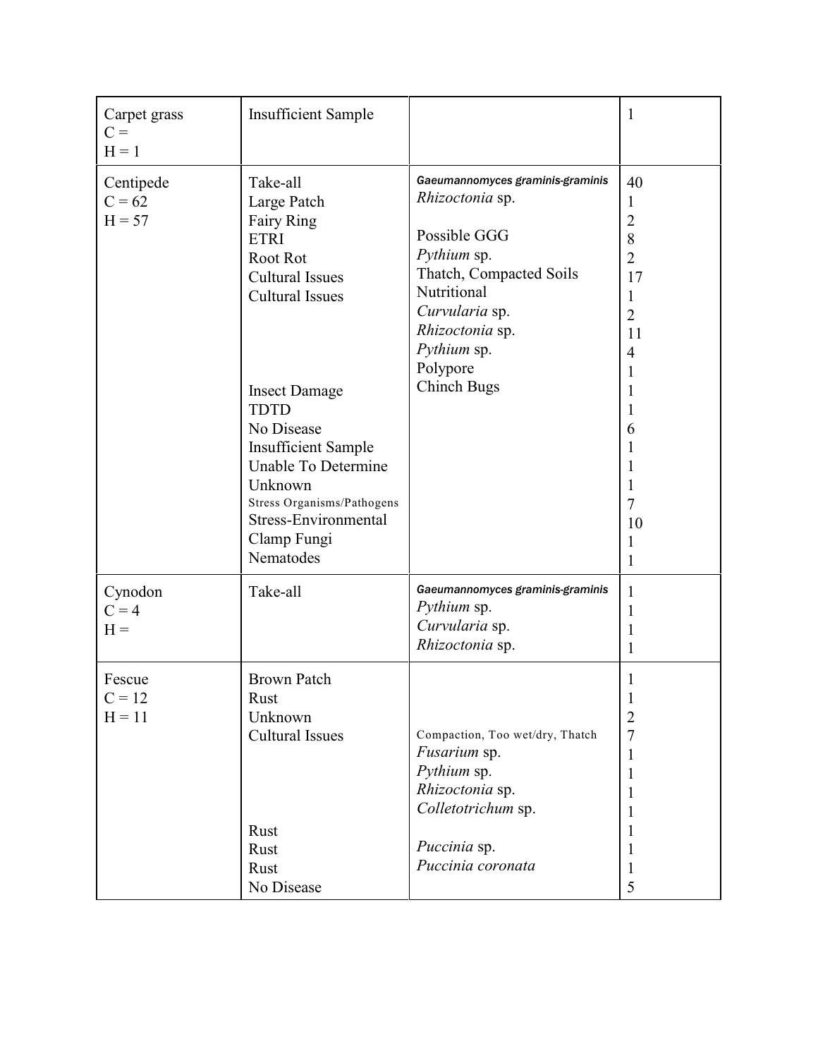| | | | |
|---|---|---|---|
| Carpet grass | Insufficient Sample | | 1 |
| C = | | | |
| H = 1 | | | |
| Centipede | Take-all | *Gaeumannomyces graminis-graminis* | 40 |
| C = 62 | Large Patch | *Rhizoctonia* sp. | 1 |
| H = 57 | Fairy Ring | | 2 |
| | ETRI | Possible GGG | 8 |
| | Root Rot | *Pythium* sp. | 2 |
| | Cultural Issues | Thatch, Compacted Soils | 17 |
| | Cultural Issues | Nutritional | 1 |
| | | *Curvularia* sp. | 2 |
| | | *Rhizoctonia* sp. | 11 |
| | | *Pythium* sp. | 4 |
| | | Polypore | 1 |
| | Insect Damage | Chinch Bugs | 1 |
| | TDTD | | 1 |
| | No Disease | | 6 |
| | Insufficient Sample | | 1 |
| | Unable To Determine | | 1 |
| | Unknown | | 1 |
| | Stress Organisms/Pathogens | | 7 |
| | Stress-Environmental | | 10 |
| | Clamp Fungi | | 1 |
| | Nematodes | | 1 |
| Cynodon | Take-all | *Gaeumannomyces graminis-graminis* | 1 |
| C = 4 | | *Pythium* sp. | 1 |
| H = | | *Curvularia* sp. | 1 |
| | | *Rhizoctonia* sp. | 1 |
| Fescue | Brown Patch | | 1 |
| C = 12 | Rust | | 1 |
| H = 11 | Unknown | | 2 |
| | Cultural Issues | Compaction, Too wet/dry, Thatch | 7 |
| | | *Fusarium* sp. | 1 |
| | | *Pythium* sp. | 1 |
| | | *Rhizoctonia* sp. | 1 |
| | | *Colletotrichum* sp. | 1 |
| | Rust | | 1 |
| | Rust | *Puccinia* sp. | 1 |
| | Rust | *Puccinia coronata* | 1 |
| | No Disease | | 5 |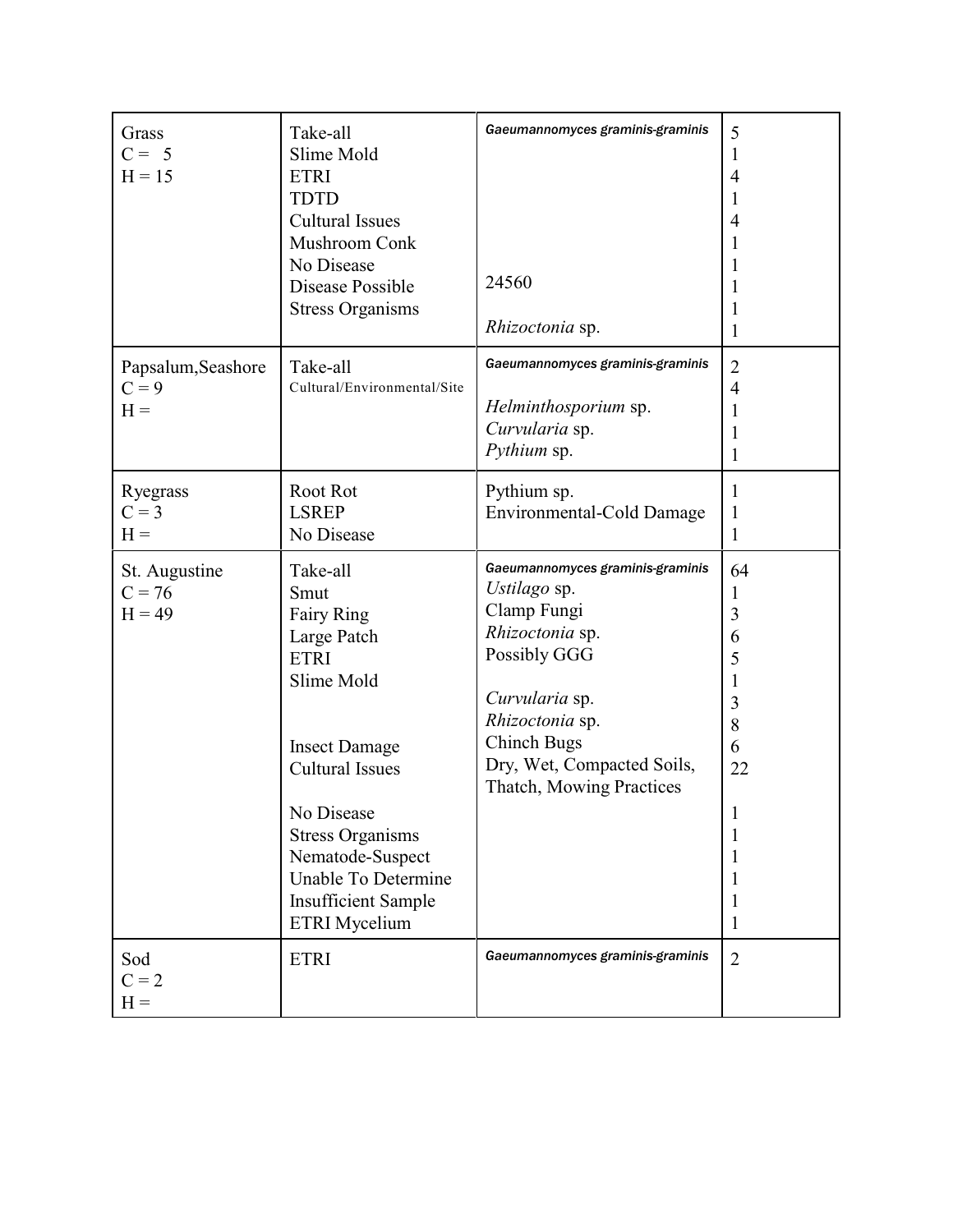| | | | |
|---|---|---|---|
| Grass<br>C = 5<br>H = 15 | Take-all<br>Slime Mold<br>ETRI<br>TDTD<br>Cultural Issues<br>Mushroom Conk<br>No Disease<br>Disease Possible<br>Stress Organisms | Gaeumannomyces graminis-graminis<br><br><br><br><br><br><br>24560<br><br>*Rhizoctonia* sp. | 5<br>1<br>4<br>1<br>4<br>1<br>1<br>1<br>1<br>1 |
| Papsalum,Seashore<br>C = 9<br>H = | Take-all<br>Cultural/Environmental/Site | Gaeumannomyces graminis-graminis<br><br>*Helminthosporium* sp.<br>*Curvularia* sp.<br>*Pythium* sp. | 2<br>4<br>1<br>1<br>1 |
| Ryegrass<br>C = 3<br>H = | Root Rot<br>LSREP<br>No Disease | Pythium sp.<br>Environmental-Cold Damage | 1<br>1<br>1 |
| St. Augustine<br>C = 76<br>H = 49 | Take-all<br>Smut<br>Fairy Ring<br>Large Patch<br>ETRI<br>Slime Mold<br><br><br>Insect Damage<br>Cultural Issues<br><br>No Disease<br>Stress Organisms<br>Nematode-Suspect<br>Unable To Determine<br>Insufficient Sample<br>ETRI Mycelium | Gaeumannomyces graminis-graminis<br>*Ustilago* sp.<br>Clamp Fungi<br>*Rhizoctonia* sp.<br>Possibly GGG<br><br>*Curvularia* sp.<br>*Rhizoctonia* sp.<br>Chinch Bugs<br>Dry, Wet, Compacted Soils, Thatch, Mowing Practices | 64<br>1<br>3<br>6<br>5<br>1<br>3<br>8<br>6<br>22<br><br>1<br>1<br>1<br>1<br>1<br>1 |
| Sod<br>C = 2<br>H = | ETRI | Gaeumannomyces graminis-graminis | 2 |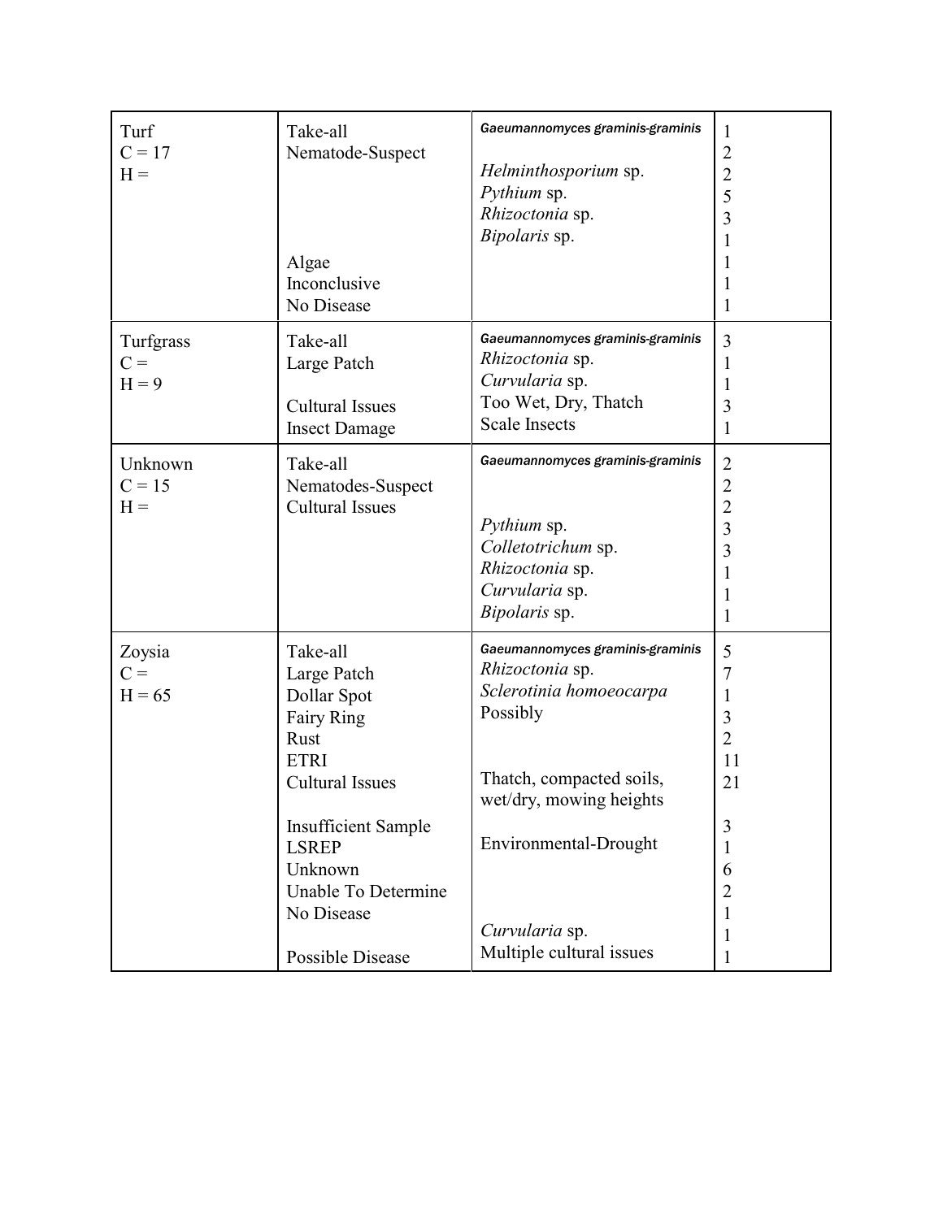| Turf C = 17 H = | Take-all | *Gaeumannomyces graminis-graminis* | 1 |
|---|---|---|---|
| | Nematode-Suspect | | 2 |
| | | *Helminthosporium* sp. | 2 |
| | | *Pythium* sp. | 5 |
| | | *Rhizoctonia* sp. | 3 |
| | | *Bipolaris* sp. | 1 |
| | Algae | | 1 |
| | Inconclusive | | 1 |
| | No Disease | | 1 |
| Turfgrass C = H = 9 | Take-all | *Gaeumannomyces graminis-graminis* | 3 |
| | Large Patch | *Rhizoctonia* sp. | 1 |
| | | *Curvularia* sp. | 1 |
| | Cultural Issues | Too Wet, Dry, Thatch | 3 |
| | Insect Damage | Scale Insects | 1 |
| Unknown C = 15 H = | Take-all | *Gaeumannomyces graminis-graminis* | 2 |
| | Nematodes-Suspect | | 2 |
| | Cultural Issues | | 2 |
| | | *Pythium* sp. | 3 |
| | | *Colletotrichum* sp. | 3 |
| | | *Rhizoctonia* sp. | 1 |
| | | *Curvularia* sp. | 1 |
| | | *Bipolaris* sp. | 1 |
| Zoysia C = H = 65 | Take-all | *Gaeumannomyces graminis-graminis* | 5 |
| | Large Patch | *Rhizoctonia* sp. | 7 |
| | Dollar Spot | *Sclerotinia homoeocarpa* | 1 |
| | Fairy Ring | Possibly | 3 |
| | Rust | | 2 |
| | ETRI | | 11 |
| | Cultural Issues | Thatch, compacted soils, wet/dry, mowing heights | 21 |
| | Insufficient Sample | | 3 |
| | LSREP | Environmental-Drought | 1 |
| | Unknown | | 6 |
| | Unable To Determine | | 2 |
| | No Disease | | 1 |
| | | *Curvularia* sp. | 1 |
| | Possible Disease | Multiple cultural issues | 1 |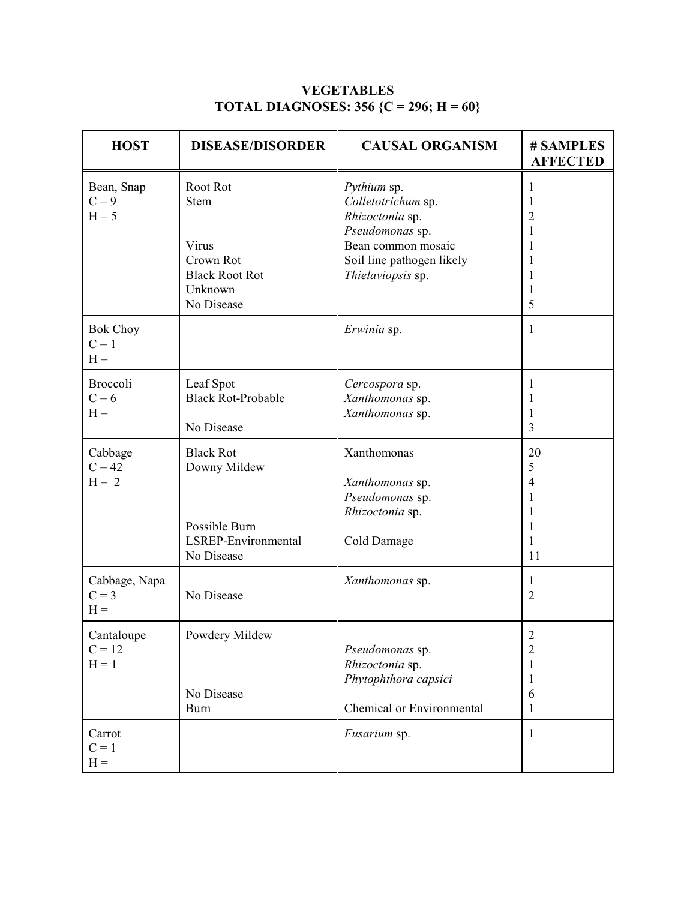**VEGETABLES**
**TOTAL DIAGNOSES: 356 {C = 296; H = 60}**

| HOST | DISEASE/DISORDER | CAUSAL ORGANISM | # SAMPLES AFFECTED |
|---|---|---|---|
| Bean, Snap<br>C = 9<br>H = 5 | Root Rot<br>Stem<br><br><br>Virus<br>Crown Rot<br>Black Root Rot<br>Unknown<br>No Disease | *Pythium* sp.<br>*Colletotrichum* sp.<br>*Rhizoctonia* sp.<br>*Pseudomonas* sp.<br>Bean common mosaic<br>Soil line pathogen likely<br>*Thielaviopsis* sp. | 1<br>1<br>2<br>1<br>1<br>1<br>1<br>1<br>5 |
| Bok Choy<br>C = 1<br>H = | | *Erwinia* sp. | 1 |
| Broccoli<br>C = 6<br>H = | Leaf Spot<br>Black Rot-Probable<br><br>No Disease | *Cercospora* sp.<br>*Xanthomonas* sp.<br>*Xanthomonas* sp. | 1<br>1<br>1<br>3 |
| Cabbage<br>C = 42<br>H = 2 | Black Rot<br>Downy Mildew<br><br><br><br>Possible Burn<br>LSREP-Environmental<br>No Disease | Xanthomonas<br><br>*Xanthomonas* sp.<br>*Pseudomonas* sp.<br>*Rhizoctonia* sp.<br><br>Cold Damage | 20<br>5<br>4<br>1<br>1<br>1<br>1<br>11 |
| Cabbage, Napa<br>C = 3<br>H = | <br>No Disease | *Xanthomonas* sp. | 1<br>2 |
| Cantaloupe<br>C = 12<br>H = 1 | Powdery Mildew<br><br><br><br>No Disease<br>Burn | <br>*Pseudomonas* sp.<br>*Rhizoctonia* sp.<br>*Phytophthora capsici*<br><br>Chemical or Environmental | 2<br>2<br>1<br>1<br>6<br>1 |
| Carrot<br>C = 1<br>H = | | *Fusarium* sp. | 1 |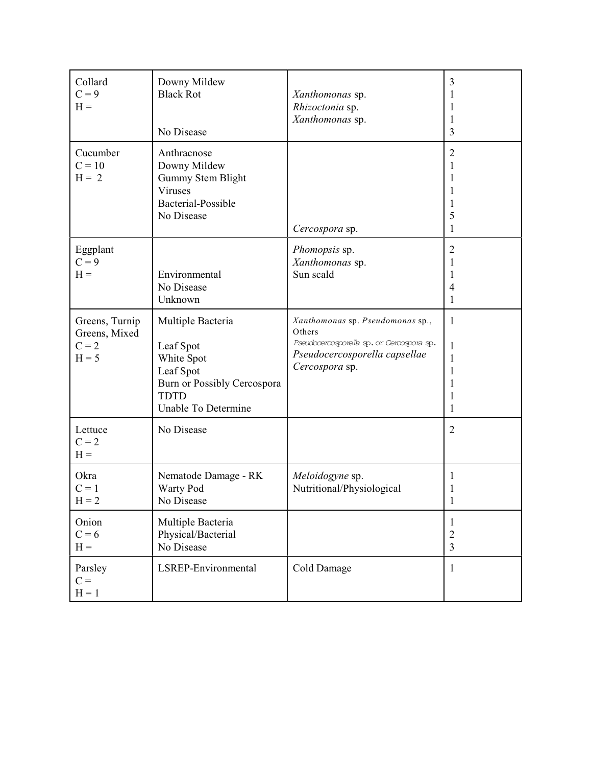| | | | |
|---|---|---|---|
| Collard<br>C = 9<br>H = | Downy Mildew<br>Black Rot<br><br><br>No Disease | <br>*Xanthomonas* sp.<br>*Rhizoctonia* sp.<br>*Xanthomonas* sp.<br> | 3<br>1<br>1<br>1<br>3 |
| Cucumber<br>C = 10<br>H = 2 | Anthracnose<br>Downy Mildew<br>Gummy Stem Blight<br>Viruses<br>Bacterial-Possible<br>No Disease<br> | <br><br><br><br><br><br>*Cercospora* sp. | 2<br>1<br>1<br>1<br>1<br>5<br>1 |
| Eggplant<br>C = 9<br>H = | <br><br>Environmental<br>No Disease<br>Unknown | *Phomopsis* sp.<br>*Xanthomonas* sp.<br>Sun scald<br><br> | 2<br>1<br>1<br>4<br>1 |
| Greens, Turnip<br>Greens, Mixed<br>C = 2<br>H = 5 | Multiple Bacteria<br><br>Leaf Spot<br>White Spot<br>Leaf Spot<br>Burn or Possibly Cercospora<br>TDTD<br>Unable To Determine | *Xanthomonas* sp. *Pseudomonas* sp., Others<br>*Pseudocercosporella* sp. or *Cercospora* sp.<br>*Pseudocercosporella capsellae*<br>*Cercospora* sp. | 1<br><br>1<br>1<br>1<br>1<br>1<br>1 |
| Lettuce<br>C = 2<br>H = | No Disease | | 2 |
| Okra<br>C = 1<br>H = 2 | Nematode Damage - RK<br>Warty Pod<br>No Disease | *Meloidogyne* sp.<br>Nutritional/Physiological<br> | 1<br>1<br>1 |
| Onion<br>C = 6<br>H = | Multiple Bacteria<br>Physical/Bacterial<br>No Disease | | 1<br>2<br>3 |
| Parsley<br>C =<br>H = 1 | LSREP-Environmental | Cold Damage | 1 |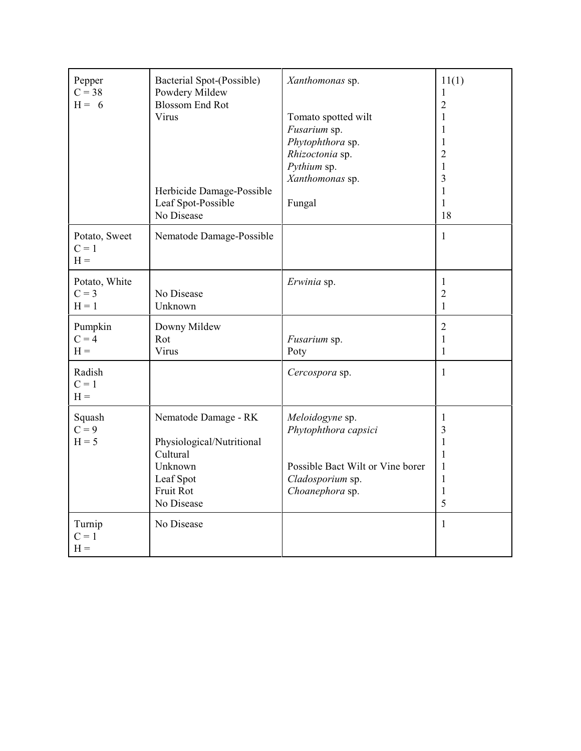| | | | |
|---|---|---|---|
| Pepper<br>C = 38<br>H = 6 | Bacterial Spot-(Possible)<br>Powdery Mildew<br>Blossom End Rot<br>Virus<br><br><br><br><br><br>Herbicide Damage-Possible<br>Leaf Spot-Possible<br>No Disease | *Xanthomonas* sp.<br><br><br>Tomato spotted wilt<br>*Fusarium* sp.<br>*Phytophthora* sp.<br>*Rhizoctonia* sp.<br>*Pythium* sp.<br>*Xanthomonas* sp.<br><br>Fungal | 11(1)<br>1<br>2<br>1<br>1<br>1<br>2<br>1<br>3<br>1<br>1<br>18 |
| Potato, Sweet<br>C = 1<br>H = | Nematode Damage-Possible | | 1 |
| Potato, White<br>C = 3<br>H = 1 | <br>No Disease<br>Unknown | *Erwinia* sp. | 1<br>2<br>1 |
| Pumpkin<br>C = 4<br>H = | Downy Mildew<br>Rot<br>Virus | <br>*Fusarium* sp.<br>Poty | 2<br>1<br>1 |
| Radish<br>C = 1<br>H = | | *Cercospora* sp. | 1 |
| Squash<br>C = 9<br>H = 5 | Nematode Damage - RK<br><br>Physiological/Nutritional<br>Cultural<br>Unknown<br>Leaf Spot<br>Fruit Rot<br>No Disease | *Meloidogyne* sp.<br>*Phytophthora capsici*<br><br><br>Possible Bact Wilt or Vine borer<br>*Cladosporium* sp.<br>*Choanephora* sp. | 1<br>3<br>1<br>1<br>1<br>1<br>1<br>5 |
| Turnip<br>C = 1<br>H = | No Disease | | 1 |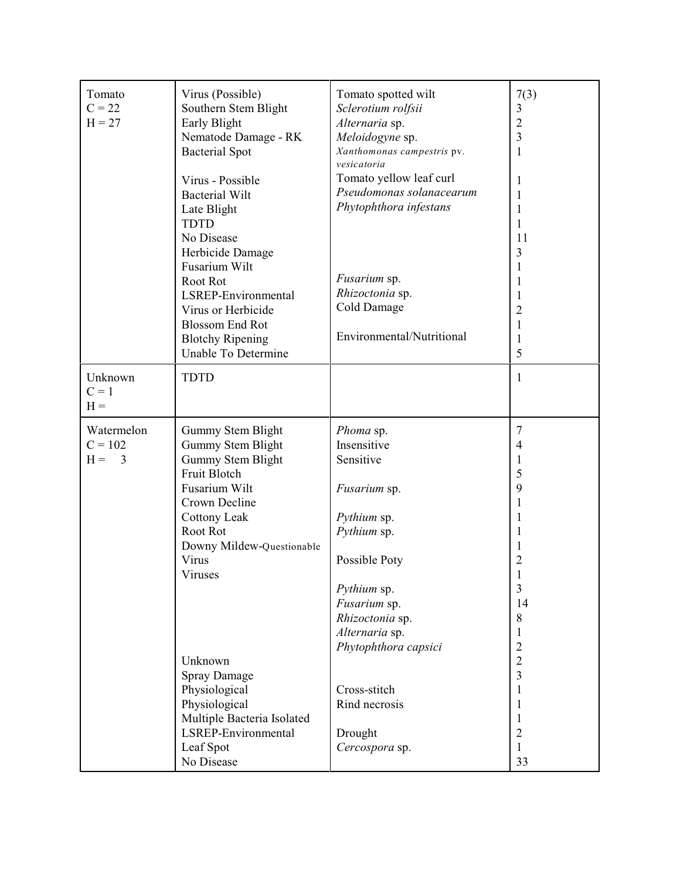| | | | |
|---|---|---|---|
| Tomato | Virus (Possible) | Tomato spotted wilt | 7(3) |
| C = 22 | Southern Stem Blight | *Sclerotium rolfsii* | 3 |
| H = 27 | Early Blight | *Alternaria* sp. | 2 |
| | Nematode Damage - RK | *Meloidogyne* sp. | 3 |
| | Bacterial Spot | *Xanthomonas campestris* pv. *vesicatoria* | 1 |
| | Virus - Possible | Tomato yellow leaf curl | 1 |
| | Bacterial Wilt | *Pseudomonas solanacearum* | 1 |
| | Late Blight | *Phytophthora infestans* | 1 |
| | TDTD | | 1 |
| | No Disease | | 11 |
| | Herbicide Damage | | 3 |
| | Fusarium Wilt | | 1 |
| | Root Rot | *Fusarium* sp. | 1 |
| | LSREP-Environmental | *Rhizoctonia* sp. | 1 |
| | Virus or Herbicide | Cold Damage | 2 |
| | Blossom End Rot | | 1 |
| | Blotchy Ripening | Environmental/Nutritional | 1 |
| | Unable To Determine | | 5 |
| Unknown | TDTD | | 1 |
| C = 1 | | | |
| H = | | | |
| Watermelon | Gummy Stem Blight | *Phoma* sp. | 7 |
| C = 102 | Gummy Stem Blight | Insensitive | 4 |
| H = 3 | Gummy Stem Blight | Sensitive | 1 |
| | Fruit Blotch | | 5 |
| | Fusarium Wilt | *Fusarium* sp. | 9 |
| | Crown Decline | | 1 |
| | Cottony Leak | *Pythium* sp. | 1 |
| | Root Rot | *Pythium* sp. | 1 |
| | Downy Mildew-Questionable | | 1 |
| | Virus | Possible Poty | 2 |
| | Viruses | | 1 |
| | | *Pythium* sp. | 3 |
| | | *Fusarium* sp. | 14 |
| | | *Rhizoctonia* sp. | 8 |
| | | *Alternaria* sp. | 1 |
| | | *Phytophthora capsici* | 2 |
| | Unknown | | 2 |
| | Spray Damage | | 3 |
| | Physiological | Cross-stitch | 1 |
| | Physiological | Rind necrosis | 1 |
| | Multiple Bacteria Isolated | | 1 |
| | LSREP-Environmental | Drought | 2 |
| | Leaf Spot | *Cercospora* sp. | 1 |
| | No Disease | | 33 |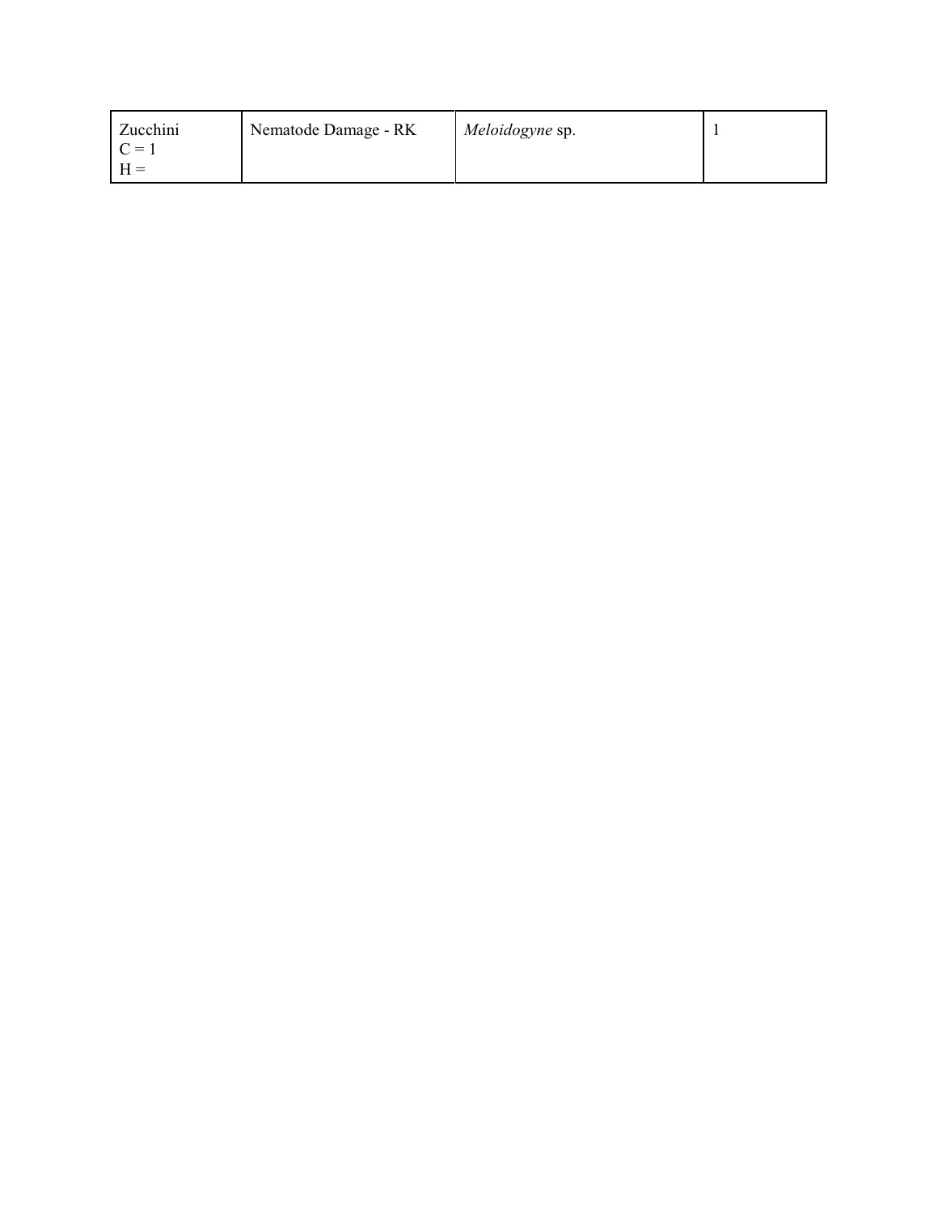| Zucchini<br>C = 1<br>H = | Nematode Damage - RK | *Meloidogyne* sp. | 1 |
|---|---|---|---|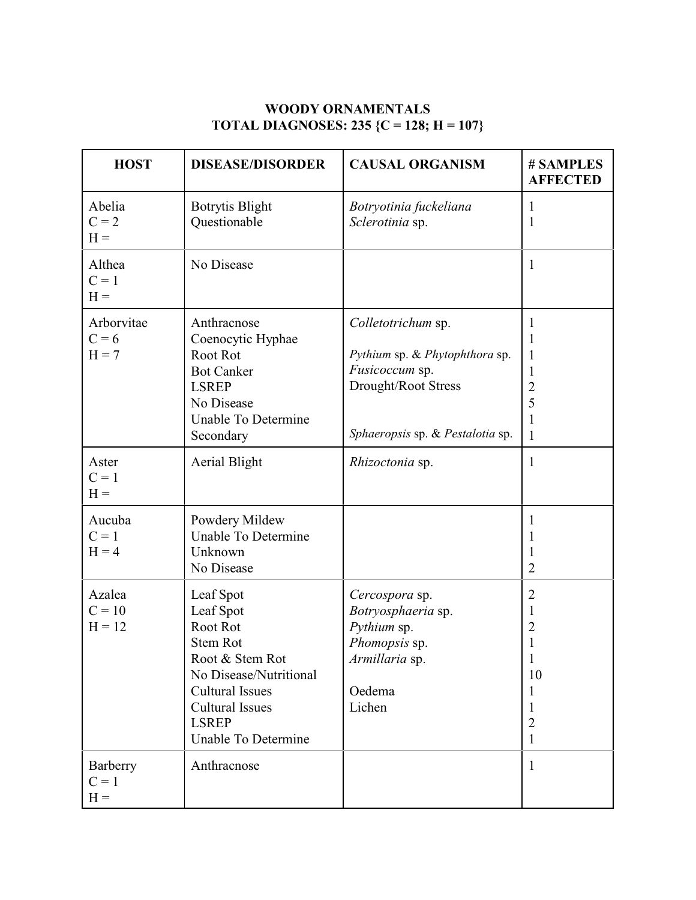**WOODY ORNAMENTALS**
**TOTAL DIAGNOSES: 235 {C = 128; H = 107}**

| HOST | DISEASE/DISORDER | CAUSAL ORGANISM | # SAMPLES AFFECTED |
|---|---|---|---|
| Abelia<br>C = 2<br>H = | Botrytis Blight<br>Questionable | *Botryotinia fuckeliana*<br>*Sclerotinia* sp. | 1<br>1 |
| Althea<br>C = 1<br>H = | No Disease | | 1 |
| Arborvitae<br>C = 6<br>H = 7 | Anthracnose<br>Coenocytic Hyphae<br>Root Rot<br>Bot Canker<br>LSREP<br>No Disease<br>Unable To Determine<br>Secondary | *Colletotrichum* sp.<br><br>*Pythium* sp. & *Phytophthora* sp.<br>*Fusicoccum* sp.<br>Drought/Root Stress<br><br><br>*Sphaeropsis* sp. & *Pestalotia* sp. | 1<br>1<br>1<br>1<br>2<br>5<br>1<br>1 |
| Aster<br>C = 1<br>H = | Aerial Blight | *Rhizoctonia* sp. | 1 |
| Aucuba<br>C = 1<br>H = 4 | Powdery Mildew<br>Unable To Determine<br>Unknown<br>No Disease | | 1<br>1<br>1<br>2 |
| Azalea<br>C = 10<br>H = 12 | Leaf Spot<br>Leaf Spot<br>Root Rot<br>Stem Rot<br>Root & Stem Rot<br>No Disease/Nutritional<br>Cultural Issues<br>Cultural Issues<br>LSREP<br>Unable To Determine | *Cercospora* sp.<br>*Botryosphaeria* sp.<br>*Pythium* sp.<br>*Phomopsis* sp.<br>*Armillaria* sp.<br><br>Oedema<br>Lichen | 2<br>1<br>2<br>1<br>1<br>10<br>1<br>1<br>2<br>1 |
| Barberry<br>C = 1<br>H = | Anthracnose | | 1 |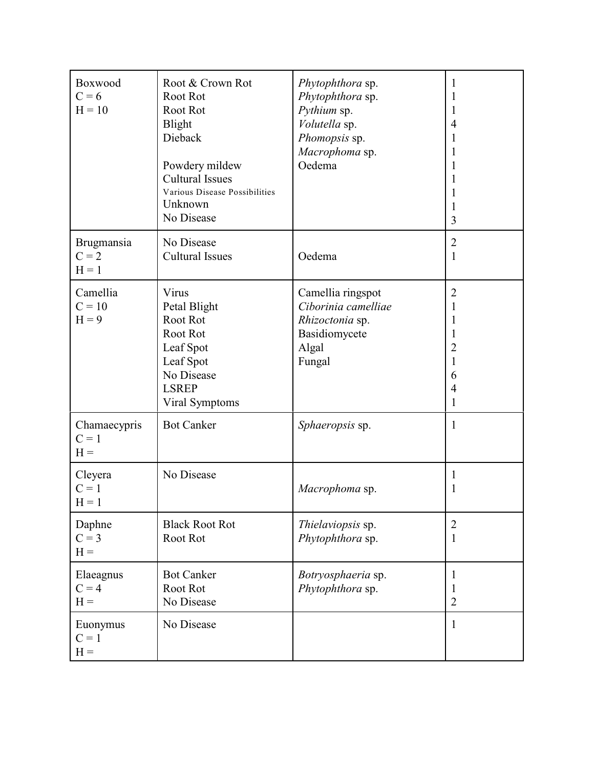| | | | |
|---|---|---|---|
| Boxwood | Root & Crown Rot | *Phytophthora* sp. | 1 |
| C = 6 | Root Rot | *Phytophthora* sp. | 1 |
| H = 10 | Root Rot | *Pythium* sp. | 1 |
| | Blight | *Volutella* sp. | 4 |
| | Dieback | *Phomopsis* sp. | 1 |
| | | *Macrophoma* sp. | 1 |
| | Powdery mildew | Oedema | 1 |
| | Cultural Issues | | 1 |
| | Various Disease Possibilities | | 1 |
| | Unknown | | 1 |
| | No Disease | | 3 |
| Brugmansia | No Disease | | 2 |
| C = 2 | Cultural Issues | Oedema | 1 |
| H = 1 | | | |
| Camellia | Virus | Camellia ringspot | 2 |
| C = 10 | Petal Blight | *Ciborinia camelliae* | 1 |
| H = 9 | Root Rot | *Rhizoctonia* sp. | 1 |
| | Root Rot | Basidiomycete | 1 |
| | Leaf Spot | Algal | 2 |
| | Leaf Spot | Fungal | 1 |
| | No Disease | | 6 |
| | LSREP | | 4 |
| | Viral Symptoms | | 1 |
| Chamaecypris | Bot Canker | *Sphaeropsis* sp. | 1 |
| C = 1 | | | |
| H = | | | |
| Cleyera | No Disease | | 1 |
| C = 1 | | *Macrophoma* sp. | 1 |
| H = 1 | | | |
| Daphne | Black Root Rot | *Thielaviopsis* sp. | 2 |
| C = 3 | Root Rot | *Phytophthora* sp. | 1 |
| H = | | | |
| Elaeagnus | Bot Canker | *Botryosphaeria* sp. | 1 |
| C = 4 | Root Rot | *Phytophthora* sp. | 1 |
| H = | No Disease | | 2 |
| Euonymus | No Disease | | 1 |
| C = 1 | | | |
| H = | | | |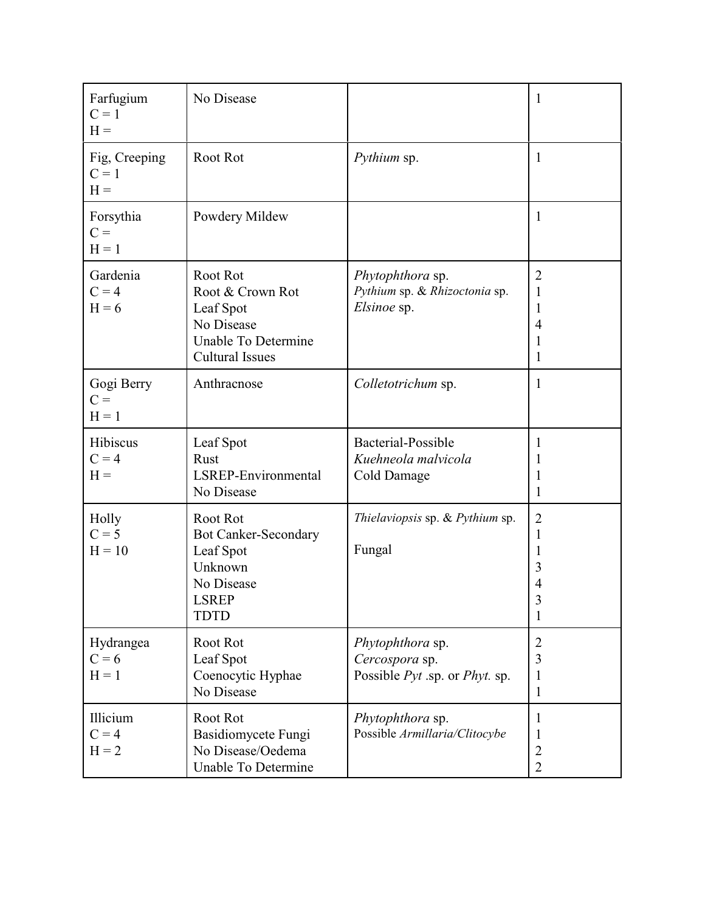| | | | |
|---|---|---|---|
| Farfugium<br>C = 1<br>H = | No Disease | | 1 |
| Fig, Creeping<br>C = 1<br>H = | Root Rot | *Pythium* sp. | 1 |
| Forsythia<br>C =<br>H = 1 | Powdery Mildew | | 1 |
| Gardenia<br>C = 4<br>H = 6 | Root Rot<br>Root & Crown Rot<br>Leaf Spot<br>No Disease<br>Unable To Determine<br>Cultural Issues | *Phytophthora* sp.<br>*Pythium* sp. & *Rhizoctonia* sp.<br>*Elsinoe* sp. | 2<br>1<br>1<br>4<br>1<br>1 |
| Gogi Berry<br>C =<br>H = 1 | Anthracnose | *Colletotrichum* sp. | 1 |
| Hibiscus<br>C = 4<br>H = | Leaf Spot<br>Rust<br>LSREP-Environmental<br>No Disease | Bacterial-Possible<br>*Kuehneola malvicola*<br>Cold Damage | 1<br>1<br>1<br>1 |
| Holly<br>C = 5<br>H = 10 | Root Rot<br>Bot Canker-Secondary<br>Leaf Spot<br>Unknown<br>No Disease<br>LSREP<br>TDTD | *Thielaviopsis* sp. & *Pythium* sp.<br><br>Fungal | 2<br>1<br>1<br>3<br>4<br>3<br>1 |
| Hydrangea<br>C = 6<br>H = 1 | Root Rot<br>Leaf Spot<br>Coenocytic Hyphae<br>No Disease | *Phytophthora* sp.<br>*Cercospora* sp.<br>Possible *Pyt* .sp. or *Phyt.* sp. | 2<br>3<br>1<br>1 |
| Illicium<br>C = 4<br>H = 2 | Root Rot<br>Basidiomycete Fungi<br>No Disease/Oedema<br>Unable To Determine | *Phytophthora* sp.<br>Possible *Armillaria/Clitocybe* | 1<br>1<br>2<br>2 |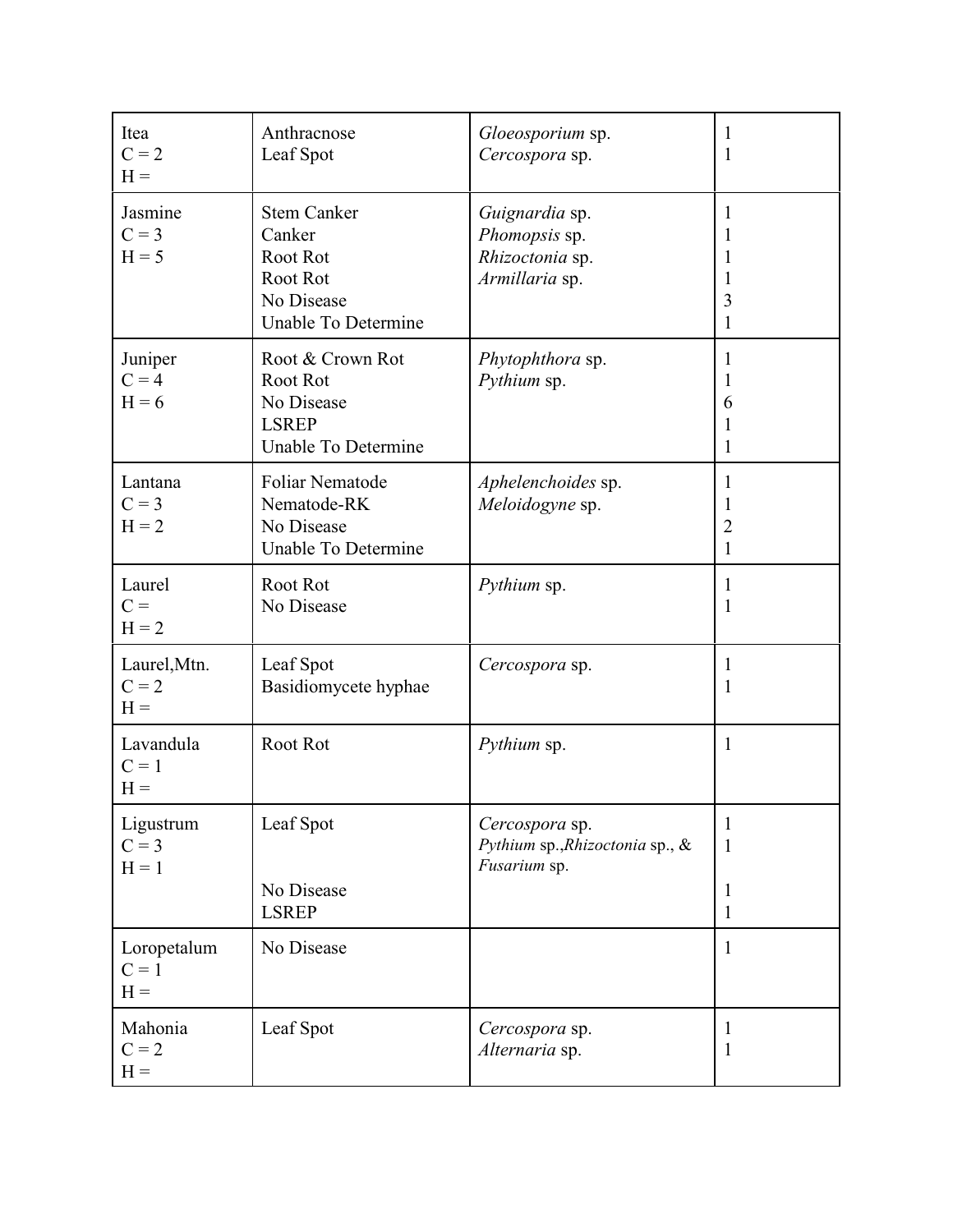| | | | |
|---|---|---|---|
| Itea<br>C = 2<br>H = | Anthracnose<br>Leaf Spot | *Gloeosporium* sp.<br>*Cercospora* sp. | 1<br>1 |
| Jasmine<br>C = 3<br>H = 5 | Stem Canker<br>Canker<br>Root Rot<br>Root Rot<br>No Disease<br>Unable To Determine | *Guignardia* sp.<br>*Phomopsis* sp.<br>*Rhizoctonia* sp.<br>*Armillaria* sp. | 1<br>1<br>1<br>1<br>3<br>1 |
| Juniper<br>C = 4<br>H = 6 | Root & Crown Rot<br>Root Rot<br>No Disease<br>LSREP<br>Unable To Determine | *Phytophthora* sp.<br>*Pythium* sp. | 1<br>1<br>6<br>1<br>1 |
| Lantana<br>C = 3<br>H = 2 | Foliar Nematode<br>Nematode-RK<br>No Disease<br>Unable To Determine | *Aphelenchoides* sp.<br>*Meloidogyne* sp. | 1<br>1<br>2<br>1 |
| Laurel<br>C =<br>H = 2 | Root Rot<br>No Disease | *Pythium* sp. | 1<br>1 |
| Laurel,Mtn.<br>C = 2<br>H = | Leaf Spot<br>Basidiomycete hyphae | *Cercospora* sp. | 1<br>1 |
| Lavandula<br>C = 1<br>H = | Root Rot | *Pythium* sp. | 1 |
| Ligustrum<br>C = 3<br>H = 1 | Leaf Spot<br><br>No Disease<br>LSREP | *Cercospora* sp.<br>*Pythium* sp.,*Rhizoctonia* sp., & *Fusarium* sp. | 1<br>1<br>1<br>1 |
| Loropetalum<br>C = 1<br>H = | No Disease | | 1 |
| Mahonia<br>C = 2<br>H = | Leaf Spot | *Cercospora* sp.<br>*Alternaria* sp. | 1<br>1 |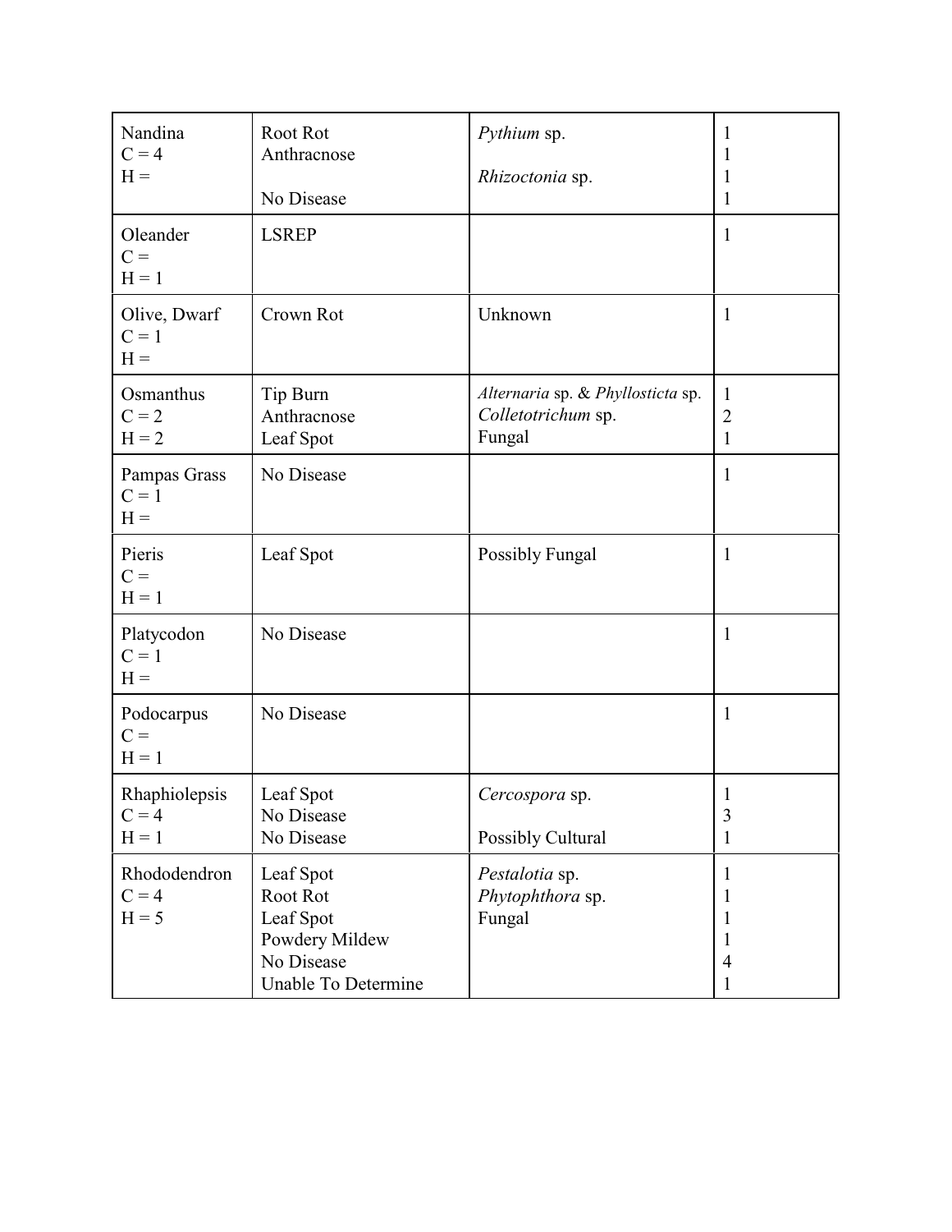| | | | |
|---|---|---|---|
| Nandina<br>C = 4<br>H = | Root Rot<br>Anthracnose<br><br>No Disease | *Pythium* sp.<br><br>*Rhizoctonia* sp. | 1<br>1<br>1<br>1 |
| Oleander<br>C =<br>H = 1 | LSREP | | 1 |
| Olive, Dwarf<br>C = 1<br>H = | Crown Rot | Unknown | 1 |
| Osmanthus<br>C = 2<br>H = 2 | Tip Burn<br>Anthracnose<br>Leaf Spot | *Alternaria* sp. & *Phyllosticta* sp.<br>*Colletotrichum* sp.<br>Fungal | 1<br>2<br>1 |
| Pampas Grass<br>C = 1<br>H = | No Disease | | 1 |
| Pieris<br>C =<br>H = 1 | Leaf Spot | Possibly Fungal | 1 |
| Platycodon<br>C = 1<br>H = | No Disease | | 1 |
| Podocarpus<br>C =<br>H = 1 | No Disease | | 1 |
| Rhaphiolepsis<br>C = 4<br>H = 1 | Leaf Spot<br>No Disease<br>No Disease | *Cercospora* sp.<br><br>Possibly Cultural | 1<br>3<br>1 |
| Rhododendron<br>C = 4<br>H = 5 | Leaf Spot<br>Root Rot<br>Leaf Spot<br>Powdery Mildew<br>No Disease<br>Unable To Determine | *Pestalotia* sp.<br>*Phytophthora* sp.<br>Fungal | 1<br>1<br>1<br>1<br>4<br>1 |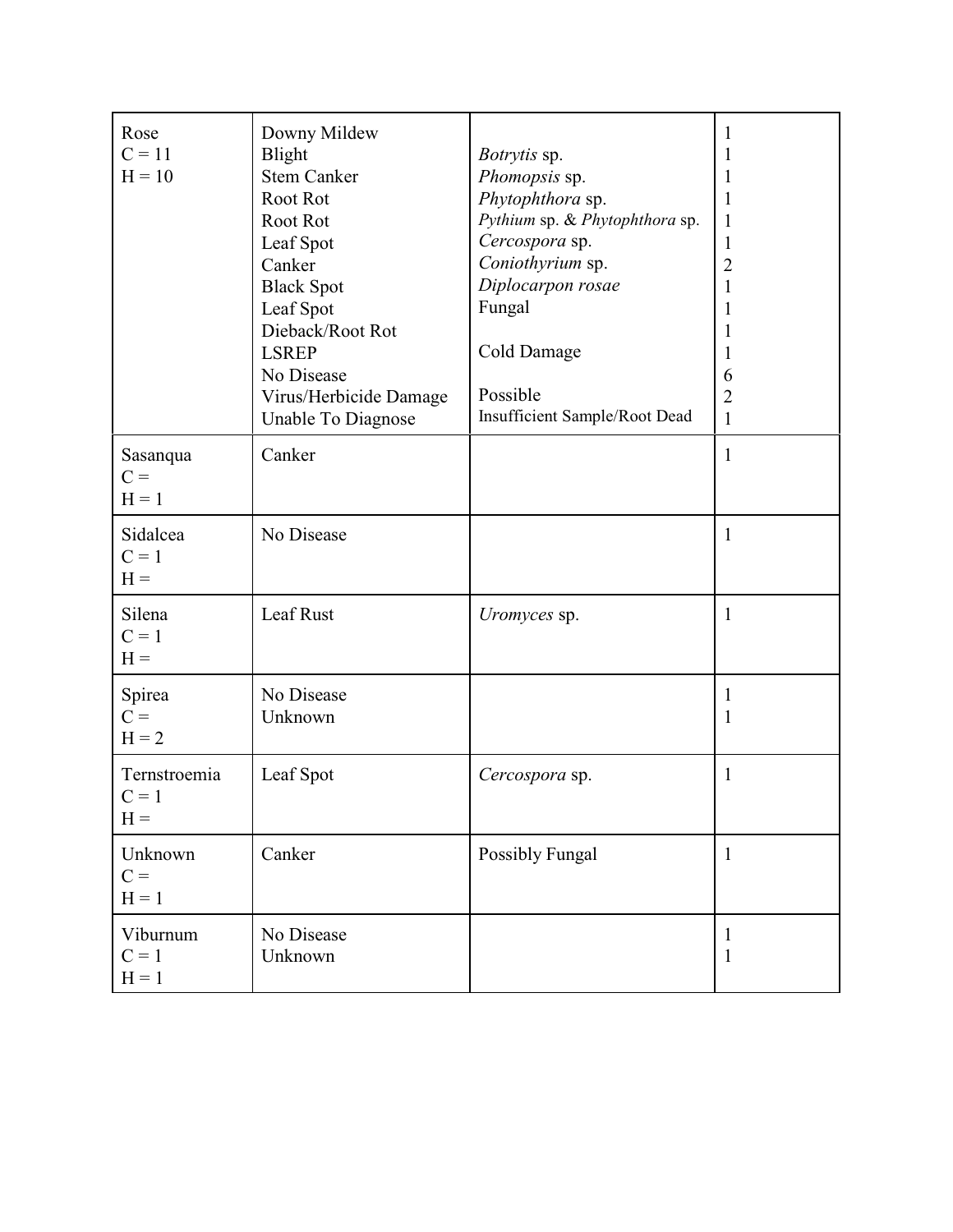| | | | |
|---|---|---|---|
| Rose<br>C = 11<br>H = 10 | Downy Mildew | | 1 |
| | Blight | *Botrytis* sp. | 1 |
| | Stem Canker | *Phomopsis* sp. | 1 |
| | Root Rot | *Phytophthora* sp. | 1 |
| | Root Rot | *Pythium* sp. & *Phytophthora* sp. | 1 |
| | Leaf Spot | *Cercospora* sp. | 1 |
| | Canker | *Coniothyrium* sp. | 2 |
| | Black Spot | *Diplocarpon rosae* | 1 |
| | Leaf Spot | Fungal | 1 |
| | Dieback/Root Rot | | 1 |
| | LSREP | Cold Damage | 1 |
| | No Disease | | 6 |
| | Virus/Herbicide Damage | Possible | 2 |
| | Unable To Diagnose | Insufficient Sample/Root Dead | 1 |
| Sasanqua<br>C =<br>H = 1 | Canker | | 1 |
| Sidalcea<br>C = 1<br>H = | No Disease | | 1 |
| Silena<br>C = 1<br>H = | Leaf Rust | *Uromyces* sp. | 1 |
| Spirea<br>C =<br>H = 2 | No Disease | | 1 |
| | Unknown | | 1 |
| Ternstroemia<br>C = 1<br>H = | Leaf Spot | *Cercospora* sp. | 1 |
| Unknown<br>C =<br>H = 1 | Canker | Possibly Fungal | 1 |
| Viburnum<br>C = 1<br>H = 1 | No Disease | | 1 |
| | Unknown | | 1 |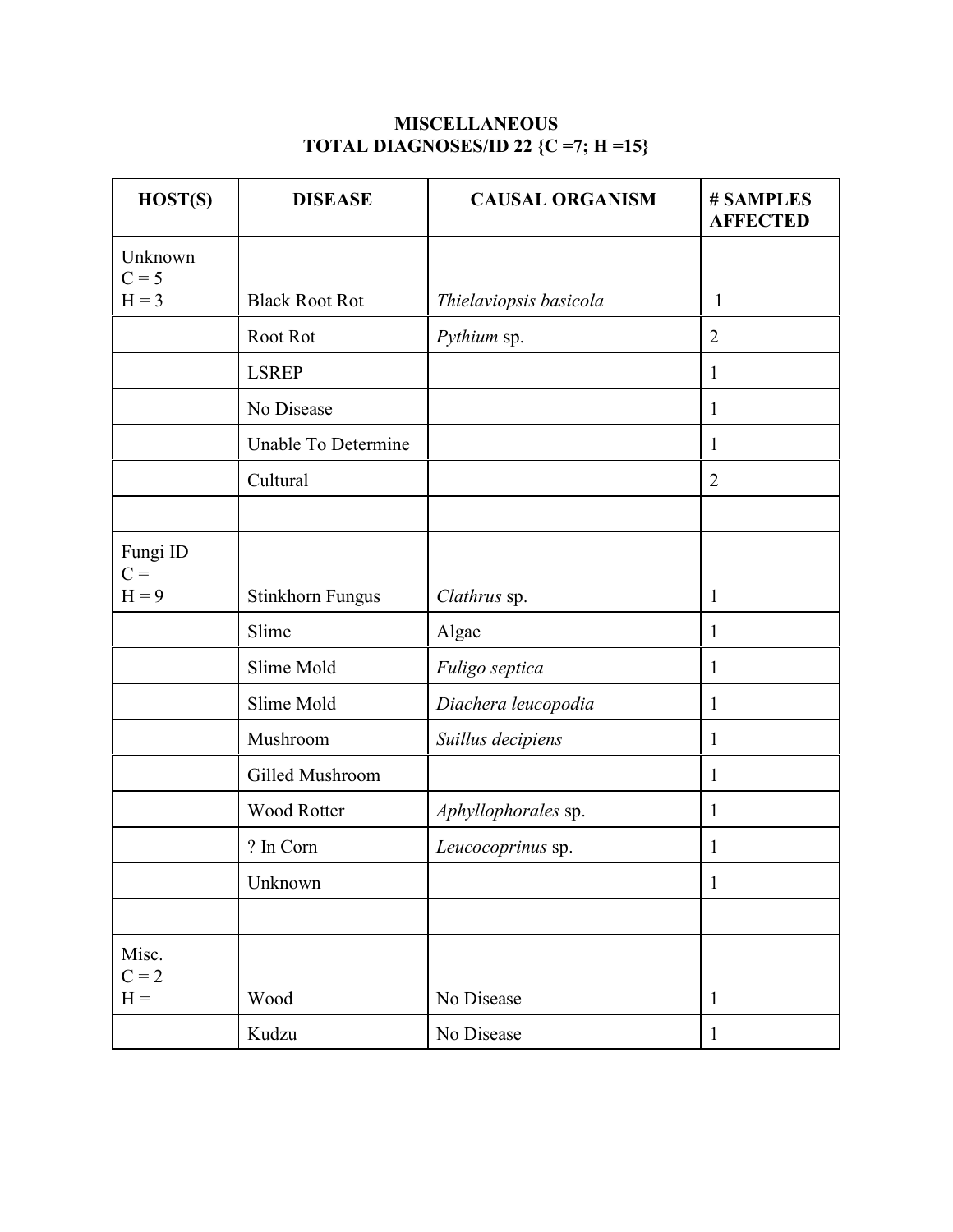**MISCELLANEOUS**
**TOTAL DIAGNOSES/ID 22 {C =7; H =15}**

| HOST(S) | DISEASE | CAUSAL ORGANISM | # SAMPLES AFFECTED |
|---|---|---|---|
| Unknown C = 5 H = 3 | Black Root Rot | *Thielaviopsis basicola* | 1 |
| | Root Rot | *Pythium* sp. | 2 |
| | LSREP | | 1 |
| | No Disease | | 1 |
| | Unable To Determine | | 1 |
| | Cultural | | 2 |
| | | | |
| Fungi ID C = H = 9 | Stinkhorn Fungus | *Clathrus* sp. | 1 |
| | Slime | Algae | 1 |
| | Slime Mold | *Fuligo septica* | 1 |
| | Slime Mold | *Diachera leucopodia* | 1 |
| | Mushroom | *Suillus decipiens* | 1 |
| | Gilled Mushroom | | 1 |
| | Wood Rotter | *Aphyllophorales* sp. | 1 |
| | ? In Corn | *Leucocoprinus* sp. | 1 |
| | Unknown | | 1 |
| | | | |
| Misc. C = 2 H = | Wood | No Disease | 1 |
| | Kudzu | No Disease | 1 |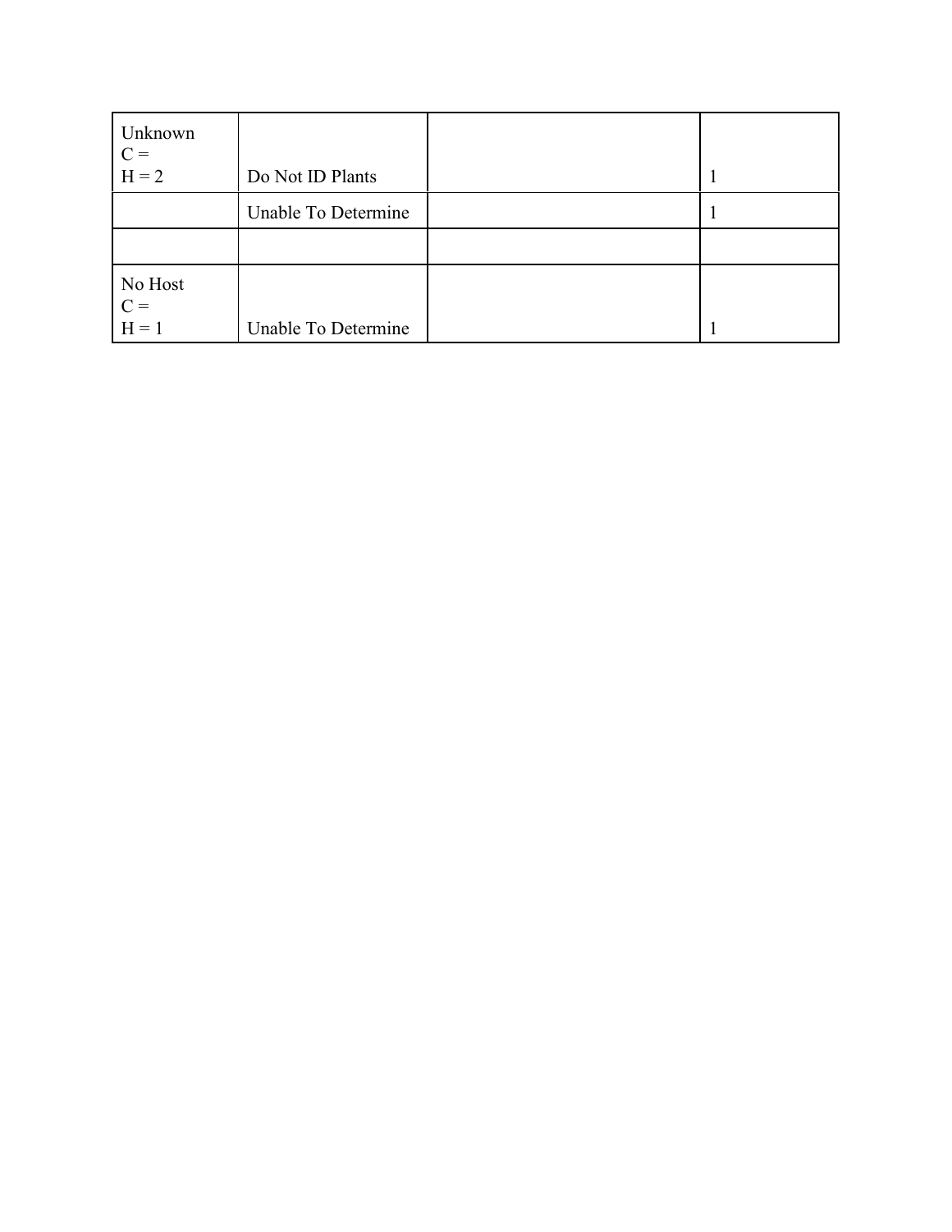| | | | |
|---|---|---|---|
| Unknown<br>C =<br>H = 2 | Do Not ID Plants | | 1 |
| | Unable To Determine | | 1 |
| | | | |
| No Host<br>C =<br>H = 1 | Unable To Determine | | 1 |